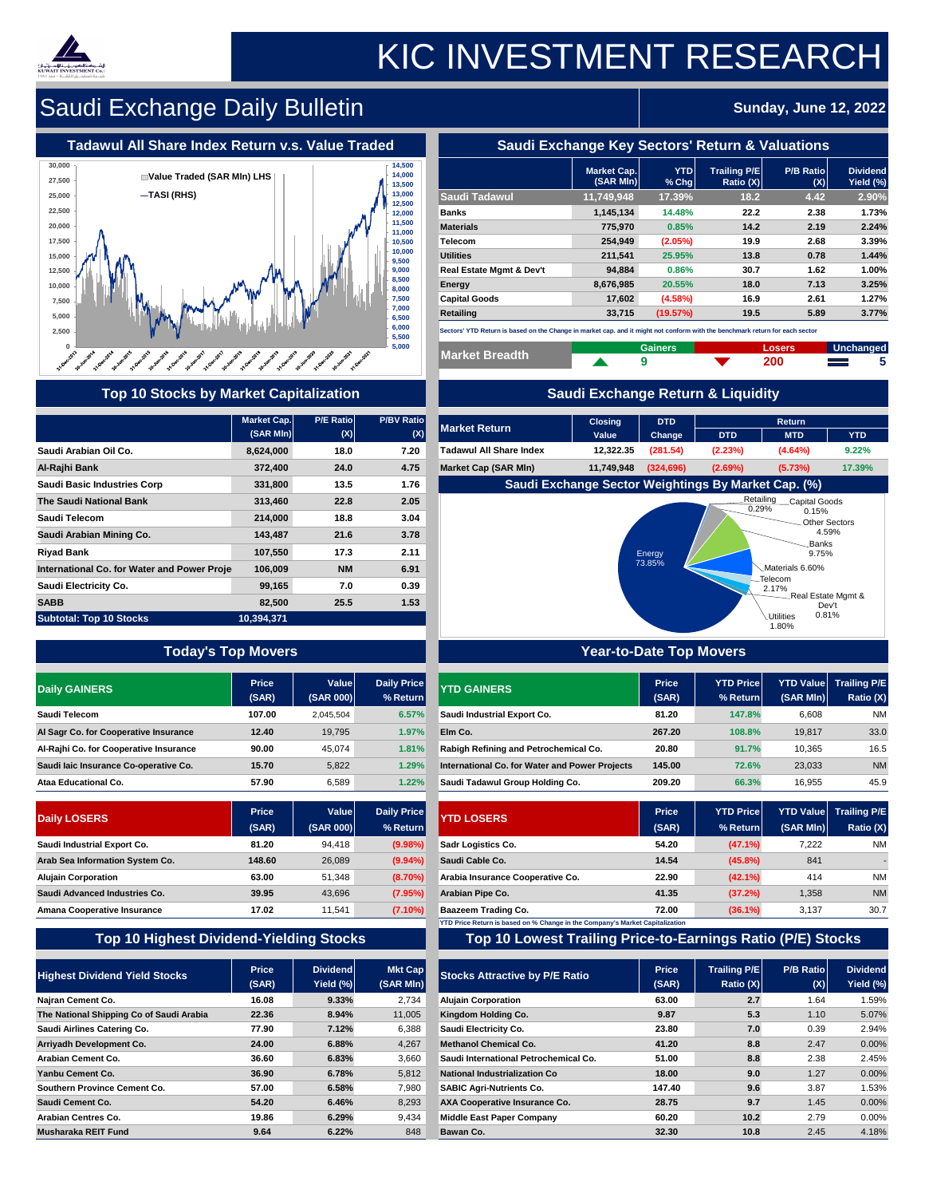# KIC INVESTMENT RESEARCH

## Saudi Exchange Daily Bulletin

**Sunday, June 12, 2022**

### Tadawul All Share Index Return v.s. Value Traded

Value Traded (SAR Mln) LHS
TASI (RHS)

### Saudi Exchange Key Sectors' Return & Valuations

| | Market Cap. (SAR Mln) | YTD % Chg | Trailing P/E Ratio (X) | P/B Ratio (X) | Dividend Yield (%) |
|---|---|---|---|---|---|
| Saudi Tadawul | 11,749,948 | 17.39% | 18.2 | 4.42 | 2.90% |
| Banks | 1,145,134 | 14.48% | 22.2 | 2.38 | 1.73% |
| Materials | 775,970 | 0.85% | 14.2 | 2.19 | 2.24% |
| Telecom | 254,949 | (2.05%) | 19.9 | 2.68 | 3.39% |
| Utilities | 211,541 | 25.95% | 13.8 | 0.78 | 1.44% |
| Real Estate Mgmt & Dev't | 94,884 | 0.86% | 30.7 | 1.62 | 1.00% |
| Energy | 8,676,985 | 20.55% | 18.0 | 7.13 | 3.25% |
| Capital Goods | 17,602 | (4.58%) | 16.9 | 2.61 | 1.27% |
| Retailing | 33,715 | (19.57%) | 19.5 | 5.89 | 3.77% |

Sectors' YTD Return is based on the Change in market cap. and it might not conform with the benchmark return for each sector

| Market Breadth | Gainers | Losers | Unchanged |
|---|---|---|---|
| | 9 | 200 | 5 |

### Top 10 Stocks by Market Capitalization

| | Market Cap. (SAR Mln) | P/E Ratio (X) | P/BV Ratio (X) |
|---|---|---|---|
| Saudi Arabian Oil Co. | 8,624,000 | 18.0 | 7.20 |
| Al-Rajhi Bank | 372,400 | 24.0 | 4.75 |
| Saudi Basic Industries Corp | 331,800 | 13.5 | 1.76 |
| The Saudi National Bank | 313,460 | 22.8 | 2.05 |
| Saudi Telecom | 214,000 | 18.8 | 3.04 |
| Saudi Arabian Mining Co. | 143,487 | 21.6 | 3.78 |
| Riyad Bank | 107,550 | 17.3 | 2.11 |
| International Co. for Water and Power Proje | 106,009 | NM | 6.91 |
| Saudi Electricity Co. | 99,165 | 7.0 | 0.39 |
| SABB | 82,500 | 25.5 | 1.53 |
| Subtotal: Top 10 Stocks | 10,394,371 | | |

### Saudi Exchange Return & Liquidity

| Market Return | Closing Value | DTD Change | Return DTD | Return MTD | Return YTD |
|---|---|---|---|---|---|
| Tadawul All Share Index | 12,322.35 | (281.54) | (2.23%) | (4.64%) | 9.22% |
| Market Cap (SAR Mln) | 11,749,948 | (324,696) | (2.69%) | (5.73%) | 17.39% |

### Saudi Exchange Sector Weightings By Market Cap. (%)

Energy 73.85%; Banks 9.75%; Materials 6.60%; Other Sectors 4.59%; Telecom 2.17%; Utilities 1.80%; Real Estate Mgmt & Dev't 0.81%; Retailing 0.29%; Capital Goods 0.15%

### Today's Top Movers

| Daily GAINERS | Price (SAR) | Value (SAR 000) | Daily Price % Return |
|---|---|---|---|
| Saudi Telecom | 107.00 | 2,045,504 | 6.57% |
| Al Sagr Co. for Cooperative Insurance | 12.40 | 19,795 | 1.97% |
| Al-Rajhi Co. for Cooperative Insurance | 90.00 | 45,074 | 1.81% |
| Saudi Iaic Insurance Co-operative Co. | 15.70 | 5,822 | 1.29% |
| Ataa Educational Co. | 57.90 | 6,589 | 1.22% |

| Daily LOSERS | Price (SAR) | Value (SAR 000) | Daily Price % Return |
|---|---|---|---|
| Saudi Industrial Export Co. | 81.20 | 94,418 | (9.98%) |
| Arab Sea Information System Co. | 148.60 | 26,089 | (9.94%) |
| Alujain Corporation | 63.00 | 51,348 | (8.70%) |
| Saudi Advanced Industries Co. | 39.95 | 43,696 | (7.95%) |
| Amana Cooperative Insurance | 17.02 | 11,541 | (7.10%) |

### Year-to-Date Top Movers

| YTD GAINERS | Price (SAR) | YTD Price % Return | YTD Value (SAR Mln) | Trailing P/E Ratio (X) |
|---|---|---|---|---|
| Saudi Industrial Export Co. | 81.20 | 147.8% | 6,608 | NM |
| Elm Co. | 267.20 | 108.8% | 19,817 | 33.0 |
| Rabigh Refining and Petrochemical Co. | 20.80 | 91.7% | 10,365 | 16.5 |
| International Co. for Water and Power Projects | 145.00 | 72.6% | 23,033 | NM |
| Saudi Tadawul Group Holding Co. | 209.20 | 66.3% | 16,955 | 45.9 |

| YTD LOSERS | Price (SAR) | YTD Price % Return | YTD Value (SAR Mln) | Trailing P/E Ratio (X) |
|---|---|---|---|---|
| Sadr Logistics Co. | 54.20 | (47.1%) | 7,222 | NM |
| Saudi Cable Co. | 14.54 | (45.8%) | 841 | - |
| Arabia Insurance Cooperative Co. | 22.90 | (42.1%) | 414 | NM |
| Arabian Pipe Co. | 41.35 | (37.2%) | 1,358 | NM |
| Baazeem Trading Co. | 72.00 | (36.1%) | 3,137 | 30.7 |

YTD Price Return is based on % Change in the Company's Market Capitalization

### Top 10 Highest Dividend-Yielding Stocks

| Highest Dividend Yield Stocks | Price (SAR) | Dividend Yield (%) | Mkt Cap (SAR Mln) |
|---|---|---|---|
| Najran Cement Co. | 16.08 | 9.33% | 2,734 |
| The National Shipping Co of Saudi Arabia | 22.36 | 8.94% | 11,005 |
| Saudi Airlines Catering Co. | 77.90 | 7.12% | 6,388 |
| Arriyadh Development Co. | 24.00 | 6.88% | 4,267 |
| Arabian Cement Co. | 36.60 | 6.83% | 3,660 |
| Yanbu Cement Co. | 36.90 | 6.78% | 5,812 |
| Southern Province Cement Co. | 57.00 | 6.58% | 7,980 |
| Saudi Cement Co. | 54.20 | 6.46% | 8,293 |
| Arabian Centres Co. | 19.86 | 6.29% | 9,434 |
| Musharaka REIT Fund | 9.64 | 6.22% | 848 |

### Top 10 Lowest Trailing Price-to-Earnings Ratio (P/E) Stocks

| Stocks Attractive by P/E Ratio | Price (SAR) | Trailing P/E Ratio (X) | P/B Ratio (X) | Dividend Yield (%) |
|---|---|---|---|---|
| Alujain Corporation | 63.00 | 2.7 | 1.64 | 1.59% |
| Kingdom Holding Co. | 9.87 | 5.3 | 1.10 | 5.07% |
| Saudi Electricity Co. | 23.80 | 7.0 | 0.39 | 2.94% |
| Methanol Chemical Co. | 41.20 | 8.8 | 2.47 | 0.00% |
| Saudi International Petrochemical Co. | 51.00 | 8.8 | 2.38 | 2.45% |
| National Industrialization Co | 18.00 | 9.0 | 1.27 | 0.00% |
| SABIC Agri-Nutrients Co. | 147.40 | 9.6 | 3.87 | 1.53% |
| AXA Cooperative Insurance Co. | 28.75 | 9.7 | 1.45 | 0.00% |
| Middle East Paper Company | 60.20 | 10.2 | 2.79 | 0.00% |
| Bawan Co. | 32.30 | 10.8 | 2.45 | 4.18% |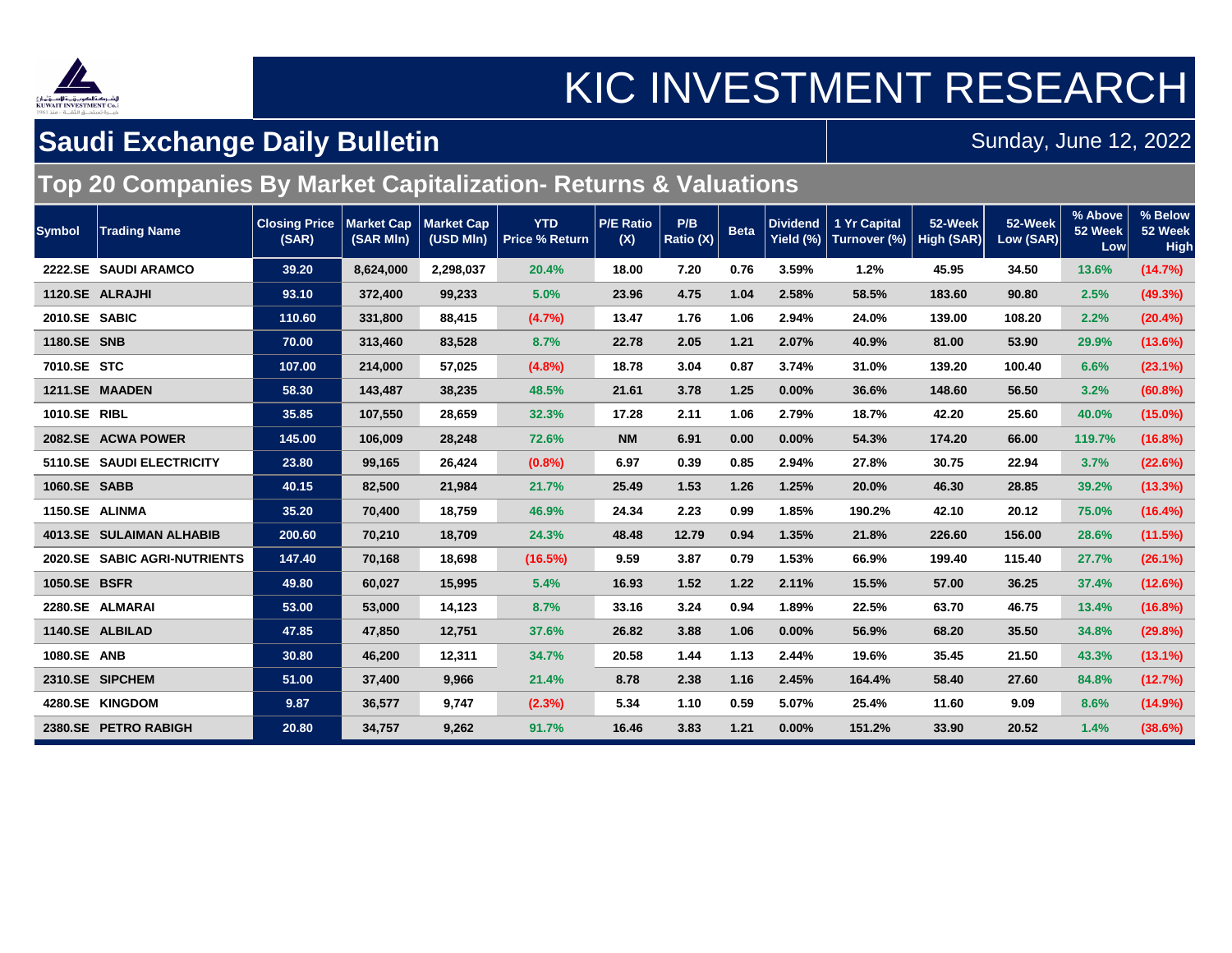# KIC INVESTMENT RESEARCH

## Saudi Exchange Daily Bulletin

Sunday, June 12, 2022

## Top 20 Companies By Market Capitalization- Returns & Valuations

| Symbol | Trading Name | Closing Price (SAR) | Market Cap (SAR Mln) | Market Cap (USD Mln) | YTD Price % Return | P/E Ratio (X) | P/B Ratio (X) | Beta | Dividend Yield (%) | 1 Yr Capital Turnover (%) | 52-Week High (SAR) | 52-Week Low (SAR) | % Above 52 Week Low | % Below 52 Week High |
|---|---|---|---|---|---|---|---|---|---|---|---|---|---|---|
| 2222.SE | SAUDI ARAMCO | 39.20 | 8,624,000 | 2,298,037 | 20.4% | 18.00 | 7.20 | 0.76 | 3.59% | 1.2% | 45.95 | 34.50 | 13.6% | (14.7%) |
| 1120.SE | ALRAJHI | 93.10 | 372,400 | 99,233 | 5.0% | 23.96 | 4.75 | 1.04 | 2.58% | 58.5% | 183.60 | 90.80 | 2.5% | (49.3%) |
| 2010.SE | SABIC | 110.60 | 331,800 | 88,415 | (4.7%) | 13.47 | 1.76 | 1.06 | 2.94% | 24.0% | 139.00 | 108.20 | 2.2% | (20.4%) |
| 1180.SE | SNB | 70.00 | 313,460 | 83,528 | 8.7% | 22.78 | 2.05 | 1.21 | 2.07% | 40.9% | 81.00 | 53.90 | 29.9% | (13.6%) |
| 7010.SE | STC | 107.00 | 214,000 | 57,025 | (4.8%) | 18.78 | 3.04 | 0.87 | 3.74% | 31.0% | 139.20 | 100.40 | 6.6% | (23.1%) |
| 1211.SE | MAADEN | 58.30 | 143,487 | 38,235 | 48.5% | 21.61 | 3.78 | 1.25 | 0.00% | 36.6% | 148.60 | 56.50 | 3.2% | (60.8%) |
| 1010.SE | RIBL | 35.85 | 107,550 | 28,659 | 32.3% | 17.28 | 2.11 | 1.06 | 2.79% | 18.7% | 42.20 | 25.60 | 40.0% | (15.0%) |
| 2082.SE | ACWA POWER | 145.00 | 106,009 | 28,248 | 72.6% | NM | 6.91 | 0.00 | 0.00% | 54.3% | 174.20 | 66.00 | 119.7% | (16.8%) |
| 5110.SE | SAUDI ELECTRICITY | 23.80 | 99,165 | 26,424 | (0.8%) | 6.97 | 0.39 | 0.85 | 2.94% | 27.8% | 30.75 | 22.94 | 3.7% | (22.6%) |
| 1060.SE | SABB | 40.15 | 82,500 | 21,984 | 21.7% | 25.49 | 1.53 | 1.26 | 1.25% | 20.0% | 46.30 | 28.85 | 39.2% | (13.3%) |
| 1150.SE | ALINMA | 35.20 | 70,400 | 18,759 | 46.9% | 24.34 | 2.23 | 0.99 | 1.85% | 190.2% | 42.10 | 20.12 | 75.0% | (16.4%) |
| 4013.SE | SULAIMAN ALHABIB | 200.60 | 70,210 | 18,709 | 24.3% | 48.48 | 12.79 | 0.94 | 1.35% | 21.8% | 226.60 | 156.00 | 28.6% | (11.5%) |
| 2020.SE | SABIC AGRI-NUTRIENTS | 147.40 | 70,168 | 18,698 | (16.5%) | 9.59 | 3.87 | 0.79 | 1.53% | 66.9% | 199.40 | 115.40 | 27.7% | (26.1%) |
| 1050.SE | BSFR | 49.80 | 60,027 | 15,995 | 5.4% | 16.93 | 1.52 | 1.22 | 2.11% | 15.5% | 57.00 | 36.25 | 37.4% | (12.6%) |
| 2280.SE | ALMARAI | 53.00 | 53,000 | 14,123 | 8.7% | 33.16 | 3.24 | 0.94 | 1.89% | 22.5% | 63.70 | 46.75 | 13.4% | (16.8%) |
| 1140.SE | ALBILAD | 47.85 | 47,850 | 12,751 | 37.6% | 26.82 | 3.88 | 1.06 | 0.00% | 56.9% | 68.20 | 35.50 | 34.8% | (29.8%) |
| 1080.SE | ANB | 30.80 | 46,200 | 12,311 | 34.7% | 20.58 | 1.44 | 1.13 | 2.44% | 19.6% | 35.45 | 21.50 | 43.3% | (13.1%) |
| 2310.SE | SIPCHEM | 51.00 | 37,400 | 9,966 | 21.4% | 8.78 | 2.38 | 1.16 | 2.45% | 164.4% | 58.40 | 27.60 | 84.8% | (12.7%) |
| 4280.SE | KINGDOM | 9.87 | 36,577 | 9,747 | (2.3%) | 5.34 | 1.10 | 0.59 | 5.07% | 25.4% | 11.60 | 9.09 | 8.6% | (14.9%) |
| 2380.SE | PETRO RABIGH | 20.80 | 34,757 | 9,262 | 91.7% | 16.46 | 3.83 | 1.21 | 0.00% | 151.2% | 33.90 | 20.52 | 1.4% | (38.6%) |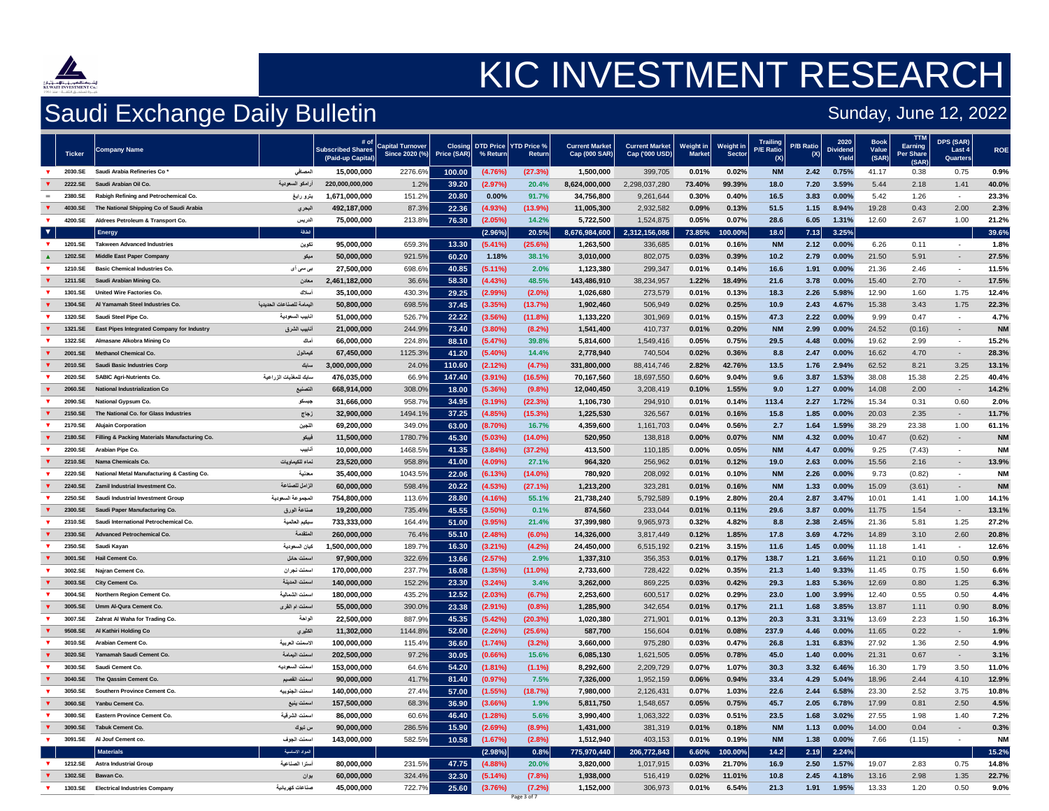# KIC INVESTMENT RESEARCH

## Saudi Exchange Daily Bulletin

Sunday, June 12, 2022

| | Ticker | Company Name | | # of Subscribed Shares (Paid-up Capital) | Capital Turnover Since 2020 (%) | Closing Price (SAR) | DTD Price % Return | YTD Price % Return | Current Market Cap (000 SAR) | Current Market Cap ('000 USD) | Weight in Market | Weight in Sector | Trailing P/E Ratio (X) | P/B Ratio (X) | 2020 Dividend Yield | Book Value (SAR) | TTM Earning Per Share (SAR) | DPS (SAR) Last 4 Quarters | ROE |
|---|---|---|---|---|---|---|---|---|---|---|---|---|---|---|---|---|---|---|---|
| ▼ | 2030.SE | Saudi Arabia Refineries Co * | المصافي | 15,000,000 | 2276.6% | 100.00 | (4.76%) | (27.3%) | 1,500,000 | 399,705 | 0.01% | 0.02% | NM | 2.42 | 0.75% | 41.17 | 0.38 | 0.75 | 0.9% |
| ▼ | 2222.SE | Saudi Arabian Oil Co. | أرامكو السعودية | 220,000,000,000 | 1.2% | 39.20 | (2.97%) | 20.4% | 8,624,000,000 | 2,298,037,280 | 73.40% | 99.39% | 18.0 | 7.20 | 3.59% | 5.44 | 2.18 | 1.41 | 40.0% |
| = | 2380.SE | Rabigh Refining and Petrochemical Co. | بترو رابغ | 1,671,000,000 | 151.2% | 20.80 | 0.00% | 91.7% | 34,756,800 | 9,261,644 | 0.30% | 0.40% | 16.5 | 3.83 | 0.00% | 5.42 | 1.26 | - | 23.3% |
| ▼ | 4030.SE | The National Shipping Co of Saudi Arabia | البحري | 492,187,000 | 87.3% | 22.36 | (4.93%) | (13.9%) | 11,005,300 | 2,932,582 | 0.09% | 0.13% | 51.5 | 1.15 | 8.94% | 19.28 | 0.43 | 2.00 | 2.3% |
| ▼ | 4200.SE | Aldrees Petroleum & Transport Co. | الدريس | 75,000,000 | 213.8% | 76.30 | (2.05%) | 14.2% | 5,722,500 | 1,524,875 | 0.05% | 0.07% | 28.6 | 6.05 | 1.31% | 12.60 | 2.67 | 1.00 | 21.2% |
| ▼ | | Energy | الطاقة | | | | (2.96%) | 20.5% | 8,676,984,600 | 2,312,156,086 | 73.85% | 100.00% | 18.0 | 7.13 | 3.25% | | | | 39.6% |
| ▼ | 1201.SE | Takween Advanced Industries | تكوين | 95,000,000 | 659.3% | 13.30 | (5.41%) | (25.6%) | 1,263,500 | 336,685 | 0.01% | 0.16% | NM | 2.12 | 0.00% | 6.26 | 0.11 | - | 1.8% |
| ▲ | 1202.SE | Middle East Paper Company | ميكو | 50,000,000 | 921.5% | 60.20 | 1.18% | 38.1% | 3,010,000 | 802,075 | 0.03% | 0.39% | 10.2 | 2.79 | 0.00% | 21.50 | 5.91 | - | 27.5% |
| ▼ | 1210.SE | Basic Chemical Industries Co. | بي سي اي | 27,500,000 | 698.6% | 40.85 | (5.11%) | 2.0% | 1,123,380 | 299,347 | 0.01% | 0.14% | 16.6 | 1.91 | 0.00% | 21.36 | 2.46 | - | 11.5% |
| ▼ | 1211.SE | Saudi Arabian Mining Co. | معادن | 2,461,182,000 | 36.6% | 58.30 | (4.43%) | 48.5% | 143,486,910 | 38,234,957 | 1.22% | 18.49% | 21.6 | 3.78 | 0.00% | 15.40 | 2.70 | - | 17.5% |
| ▼ | 1301.SE | United Wire Factories Co. | أسلاك | 35,100,000 | 430.3% | 29.25 | (2.99%) | (2.0%) | 1,026,680 | 273,579 | 0.01% | 0.13% | 18.3 | 2.26 | 5.98% | 12.90 | 1.60 | 1.75 | 12.4% |
| ▼ | 1304.SE | Al Yamamah Steel Industries Co. | اليمامة للصناعات الحديدية | 50,800,000 | 698.5% | 37.45 | (3.35%) | (13.7%) | 1,902,460 | 506,949 | 0.02% | 0.25% | 10.9 | 2.43 | 4.67% | 15.38 | 3.43 | 1.75 | 22.3% |
| ▼ | 1320.SE | Saudi Steel Pipe Co. | الأنابيب السعودية | 51,000,000 | 526.7% | 22.22 | (3.56%) | (11.8%) | 1,133,220 | 301,969 | 0.01% | 0.15% | 47.3 | 2.22 | 0.00% | 9.99 | 0.47 | - | 4.7% |
| ▼ | 1321.SE | East Pipes Integrated Company for Industry | أنابيب الشرق | 21,000,000 | 244.9% | 73.40 | (3.80%) | (8.2%) | 1,541,400 | 410,737 | 0.01% | 0.20% | NM | 2.99 | 0.00% | 24.52 | (0.16) | - | NM |
| ▼ | 1322.SE | Almasane Alkobra Mining Co | أماك | 66,000,000 | 224.8% | 88.10 | (5.47%) | 39.8% | 5,814,600 | 1,549,416 | 0.05% | 0.75% | 29.5 | 4.48 | 0.00% | 19.62 | 2.99 | - | 15.2% |
| ▼ | 2001.SE | Methanol Chemical Co. | كيمانول | 67,450,000 | 1125.3% | 41.20 | (5.40%) | 14.4% | 2,778,940 | 740,504 | 0.02% | 0.36% | 8.8 | 2.47 | 0.00% | 16.62 | 4.70 | - | 28.3% |
| ▼ | 2010.SE | Saudi Basic Industries Corp | سابك | 3,000,000,000 | 24.0% | 110.60 | (2.12%) | (4.7%) | 331,800,000 | 88,414,746 | 2.82% | 42.76% | 13.5 | 1.76 | 2.94% | 62.52 | 8.21 | 3.25 | 13.1% |
| ▼ | 2020.SE | SABIC Agri-Nutrients Co. | سابك للمغذيات الزراعية | 476,035,000 | 66.9% | 147.40 | (3.91%) | (16.5%) | 70,167,560 | 18,697,550 | 0.60% | 9.04% | 9.6 | 3.87 | 1.53% | 38.08 | 15.38 | 2.25 | 40.4% |
| ▼ | 2060.SE | National Industrialization Co | التصنيع | 668,914,000 | 308.0% | 18.00 | (5.36%) | (9.8%) | 12,040,450 | 3,208,419 | 0.10% | 1.55% | 9.0 | 1.27 | 0.00% | 14.08 | 2.00 | - | 14.2% |
| ▼ | 2090.SE | National Gypsum Co. | جبسكو | 31,666,000 | 958.7% | 34.95 | (3.19%) | (22.3%) | 1,106,730 | 294,910 | 0.01% | 0.14% | 113.4 | 2.27 | 1.72% | 15.34 | 0.31 | 0.60 | 2.0% |
| ▼ | 2150.SE | The National Co. for Glass Industries | زجاج | 32,900,000 | 1494.1% | 37.25 | (4.85%) | (15.3%) | 1,225,530 | 326,567 | 0.01% | 0.16% | 15.8 | 1.85 | 0.00% | 20.03 | 2.35 | - | 11.7% |
| ▼ | 2170.SE | Alujain Corporation | اللجين | 69,200,000 | 349.0% | 63.00 | (8.70%) | 16.7% | 4,359,600 | 1,161,703 | 0.04% | 0.56% | 2.7 | 1.64 | 1.59% | 38.29 | 23.38 | 1.00 | 61.1% |
| ▼ | 2180.SE | Filling & Packing Materials Manufacturing Co. | فيبكو | 11,500,000 | 1780.7% | 45.30 | (5.03%) | (14.0%) | 520,950 | 138,818 | 0.00% | 0.07% | NM | 4.32 | 0.00% | 10.47 | (0.62) | - | NM |
| ▼ | 2200.SE | Arabian Pipe Co. | أنابيب | 10,000,000 | 1468.5% | 41.35 | (3.84%) | (37.2%) | 413,500 | 110,185 | 0.00% | 0.05% | NM | 4.47 | 0.00% | 9.25 | (7.43) | - | NM |
| ▼ | 2210.SE | Nama Chemicals Co. | نماء للكيماويات | 23,520,000 | 958.8% | 41.00 | (4.09%) | 27.1% | 964,320 | 256,962 | 0.01% | 0.12% | 19.0 | 2.63 | 0.00% | 15.56 | 2.16 | - | 13.9% |
| ▼ | 2220.SE | National Metal Manufacturing & Casting Co. | معدنية | 35,400,000 | 1043.5% | 22.06 | (6.13%) | (14.0%) | 780,920 | 208,092 | 0.01% | 0.10% | NM | 2.26 | 0.00% | 9.73 | (0.82) | - | NM |
| ▼ | 2240.SE | Zamil Industrial Investment Co. | الزامل للصناعة | 60,000,000 | 598.4% | 20.22 | (4.53%) | (27.1%) | 1,213,200 | 323,281 | 0.01% | 0.16% | NM | 1.33 | 0.00% | 15.09 | (3.61) | - | NM |
| ▼ | 2250.SE | Saudi Industrial Investment Group | المجموعة السعودية | 754,800,000 | 113.6% | 28.80 | (4.16%) | 55.1% | 21,738,240 | 5,792,589 | 0.19% | 2.80% | 20.4 | 2.87 | 3.47% | 10.01 | 1.41 | 1.00 | 14.1% |
| ▼ | 2300.SE | Saudi Paper Manufacturing Co. | صناعة الورق | 19,200,000 | 735.4% | 45.55 | (3.50%) | 0.1% | 874,560 | 233,044 | 0.01% | 0.11% | 29.6 | 3.87 | 0.00% | 11.75 | 1.54 | - | 13.1% |
| ▼ | 2310.SE | Saudi International Petrochemical Co. | سبكيم العالمية | 733,333,000 | 164.4% | 51.00 | (3.95%) | 21.4% | 37,399,980 | 9,965,973 | 0.32% | 4.82% | 8.8 | 2.38 | 2.45% | 21.36 | 5.81 | 1.25 | 27.2% |
| ▼ | 2330.SE | Advanced Petrochemical Co. | المتقدمة | 260,000,000 | 76.4% | 55.10 | (2.48%) | (6.0%) | 14,326,000 | 3,817,449 | 0.12% | 1.85% | 17.8 | 3.69 | 4.72% | 14.89 | 3.10 | 2.60 | 20.8% |
| ▼ | 2350.SE | Saudi Kayan | كيان السعودية | 1,500,000,000 | 189.7% | 16.30 | (3.21%) | (4.2%) | 24,450,000 | 6,515,192 | 0.21% | 3.15% | 11.6 | 1.45 | 0.00% | 11.18 | 1.41 | - | 12.6% |
| ▼ | 3001.SE | Hail Cement Co. | اسمنت حائل | 97,900,000 | 322.6% | 13.66 | (2.57%) | 2.9% | 1,337,310 | 356,353 | 0.01% | 0.17% | 138.7 | 1.21 | 3.66% | 11.21 | 0.10 | 0.50 | 0.9% |
| ▼ | 3002.SE | Najran Cement Co. | اسمنت نجران | 170,000,000 | 237.7% | 16.08 | (1.35%) | (11.0%) | 2,733,600 | 728,422 | 0.02% | 0.35% | 21.3 | 1.40 | 9.33% | 11.45 | 0.75 | 1.50 | 6.6% |
| ▼ | 3003.SE | City Cement Co. | اسمنت المدينة | 140,000,000 | 152.2% | 23.30 | (3.24%) | 3.4% | 3,262,000 | 869,225 | 0.03% | 0.42% | 29.3 | 1.83 | 5.36% | 12.69 | 0.80 | 1.25 | 6.3% |
| ▼ | 3004.SE | Northern Region Cement Co. | اسمنت الشمالية | 180,000,000 | 435.2% | 12.52 | (2.03%) | (6.7%) | 2,253,600 | 600,517 | 0.02% | 0.29% | 23.0 | 1.00 | 3.99% | 12.40 | 0.55 | 0.50 | 4.4% |
| ▼ | 3005.SE | Umm Al-Qura Cement Co. | اسمنت ام القرى | 55,000,000 | 390.0% | 23.38 | (2.91%) | (0.8%) | 1,285,900 | 342,654 | 0.01% | 0.17% | 21.1 | 1.68 | 3.85% | 13.87 | 1.11 | 0.90 | 8.0% |
| ▼ | 3007.SE | Zahrat Al Waha for Trading Co. | الواحة | 22,500,000 | 887.9% | 45.35 | (5.42%) | (20.3%) | 1,020,380 | 271,901 | 0.01% | 0.13% | 20.3 | 3.31 | 3.31% | 13.69 | 2.23 | 1.50 | 16.3% |
| ▼ | 9508.SE | Al Kathiri Holding Co | الكثيري | 11,302,000 | 1144.8% | 52.00 | (2.26%) | (25.6%) | 587,700 | 156,604 | 0.01% | 0.08% | 237.9 | 4.46 | 0.00% | 11.65 | 0.22 | - | 1.9% |
| ▼ | 3010.SE | Arabian Cement Co. | الاسمنت العربية | 100,000,000 | 115.4% | 36.60 | (1.74%) | (3.2%) | 3,660,000 | 975,280 | 0.03% | 0.47% | 26.8 | 1.31 | 6.83% | 27.92 | 1.36 | 2.50 | 4.9% |
| ▼ | 3020.SE | Yamamah Saudi Cement Co. | اسمنت اليمامة | 202,500,000 | 97.2% | 30.05 | (0.66%) | 15.6% | 6,085,130 | 1,621,505 | 0.05% | 0.78% | 45.0 | 1.40 | 0.00% | 21.31 | 0.67 | - | 3.1% |
| ▼ | 3030.SE | Saudi Cement Co. | اسمنت السعوديه | 153,000,000 | 64.6% | 54.20 | (1.81%) | (1.1%) | 8,292,600 | 2,209,729 | 0.07% | 1.07% | 30.3 | 3.32 | 6.46% | 16.30 | 1.79 | 3.50 | 11.0% |
| ▼ | 3040.SE | The Qassim Cement Co. | اسمنت القصيم | 90,000,000 | 41.7% | 81.40 | (0.97%) | 7.5% | 7,326,000 | 1,952,159 | 0.06% | 0.94% | 33.4 | 4.29 | 5.04% | 18.96 | 2.44 | 4.10 | 12.9% |
| ▼ | 3050.SE | Southern Province Cement Co. | اسمنت الجنوبيه | 140,000,000 | 27.4% | 57.00 | (1.55%) | (18.7%) | 7,980,000 | 2,126,431 | 0.07% | 1.03% | 22.6 | 2.44 | 6.58% | 23.30 | 2.52 | 3.75 | 10.8% |
| ▼ | 3060.SE | Yanbu Cement Co. | اسمنت ينبع | 157,500,000 | 68.3% | 36.90 | (3.66%) | 1.9% | 5,811,750 | 1,548,657 | 0.05% | 0.75% | 45.7 | 2.05 | 6.78% | 17.99 | 0.81 | 2.50 | 4.5% |
| ▼ | 3080.SE | Eastern Province Cement Co. | اسمنت الشرقية | 86,000,000 | 60.6% | 46.40 | (1.28%) | 5.6% | 3,990,400 | 1,063,322 | 0.03% | 0.51% | 23.5 | 1.68 | 3.02% | 27.55 | 1.98 | 1.40 | 7.2% |
| ▼ | 3090.SE | Tabuk Cement Co. | س تبوك | 90,000,000 | 286.5% | 15.90 | (2.69%) | (8.9%) | 1,431,000 | 381,319 | 0.01% | 0.18% | NM | 1.13 | 0.00% | 14.00 | 0.04 | - | 0.3% |
| ▼ | 3091.SE | Al Jouf Cement co. | اسمنت الجوف | 143,000,000 | 582.5% | 10.58 | (1.67%) | (2.8%) | 1,512,940 | 403,153 | 0.01% | 0.19% | NM | 1.38 | 0.00% | 7.66 | (1.15) | - | NM |
| | | Materials | المواد الاساسية | | | | (2.98%) | 0.8% | 775,970,440 | 206,772,843 | 6.60% | 100.00% | 14.2 | 2.19 | 2.24% | | | | 15.2% |
| ▼ | 1212.SE | Astra Industrial Group | أسترا الصناعية | 80,000,000 | 231.5% | 47.75 | (4.88%) | 20.0% | 3,820,000 | 1,017,915 | 0.03% | 21.70% | 16.9 | 2.50 | 1.57% | 19.07 | 2.83 | 0.75 | 14.8% |
| ▼ | 1302.SE | Bawan Co. | بوان | 60,000,000 | 324.4% | 32.30 | (5.14%) | (7.8%) | 1,938,000 | 516,419 | 0.02% | 11.01% | 10.8 | 2.45 | 4.18% | 13.16 | 2.98 | 1.35 | 22.7% |
| ▼ | 1303.SE | Electrical Industries Company | صناعات كهربائية | 45,000,000 | 722.7% | 25.60 | (3.76%) | (7.2%) | 1,152,000 | 306,973 | 0.01% | 6.54% | 21.3 | 1.91 | 1.95% | 13.33 | 1.20 | 0.50 | 9.0% |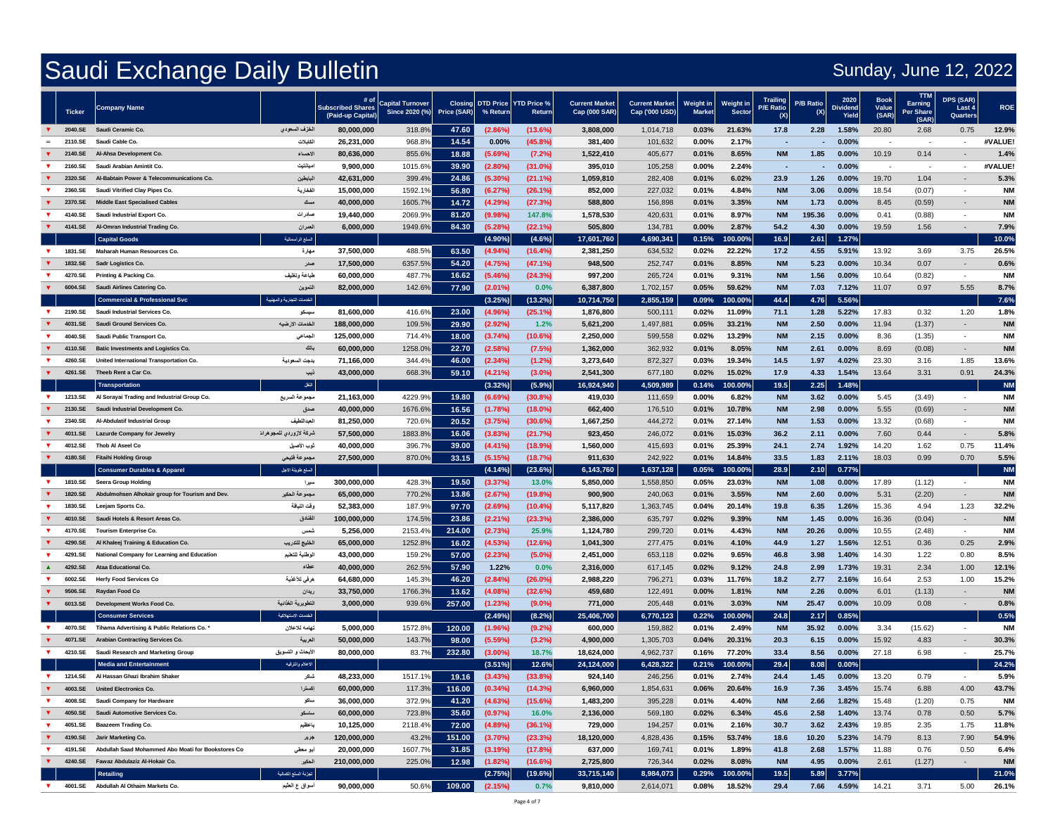# Saudi Exchange Daily Bulletin

Sunday, June 12, 2022

| | Ticker | Company Name | | # of Subscribed Shares (Paid-up Capital) | Capital Turnover Since 2020 (%) | Closing Price (SAR) | DTD Price % Return | YTD Price % Return | Current Market Cap (000 SAR) | Current Market Cap ('000 USD) | Weight in Market | Weight in Sector | Trailing P/E Ratio (X) | P/B Ratio (X) | 2020 Dividend Yield | Book Value (SAR) | TTM Earning Per Share (SAR) | DPS (SAR) Last 4 Quarters | ROE |
|---|---|---|---|---|---|---|---|---|---|---|---|---|---|---|---|---|---|---|---|
| ▼ | 2040.SE | Saudi Ceramic Co. | الخزف السعودي | 80,000,000 | 318.8% | 47.60 | (2.86%) | (13.6%) | 3,808,000 | 1,014,718 | 0.03% | 21.63% | 17.8 | 2.28 | 1.58% | 20.80 | 2.68 | 0.75 | 12.9% |
| = | 2110.SE | Saudi Cable Co. | الكابلات | 26,231,000 | 968.8% | 14.54 | 0.00% | (45.8%) | 381,400 | 101,632 | 0.00% | 2.17% | - | - | 0.00% | - | - | - | #VALUE! |
| ▼ | 2140.SE | Al-Ahsa Development Co. | الاحساء | 80,636,000 | 855.6% | 18.88 | (5.69%) | (7.2%) | 1,522,410 | 405,677 | 0.01% | 8.65% | NM | 1.85 | 0.00% | 10.19 | 0.14 | - | 1.4% |
| ▼ | 2160.SE | Saudi Arabian Amintit Co. | اميانتيت | 9,900,000 | 1015.6% | 39.90 | (2.80%) | (31.0%) | 395,010 | 105,258 | 0.00% | 2.24% | - | - | 0.00% | - | - | - | #VALUE! |
| ▼ | 2320.SE | Al-Babtain Power & Telecommunications Co. | البابطين | 42,631,000 | 399.4% | 24.86 | (5.30%) | (21.1%) | 1,059,810 | 282,408 | 0.01% | 6.02% | 23.9 | 1.26 | 0.00% | 19.70 | 1.04 | - | 5.3% |
| ▼ | 2360.SE | Saudi Vitrified Clay Pipes Co. | الفخارية | 15,000,000 | 1592.1% | 56.80 | (6.27%) | (26.1%) | 852,000 | 227,032 | 0.01% | 4.84% | NM | 3.06 | 0.00% | 18.54 | (0.07) | - | NM |
| ▼ | 2370.SE | Middle East Specialised Cables | مسك | 40,000,000 | 1605.7% | 14.72 | (4.29%) | (27.3%) | 588,800 | 156,898 | 0.01% | 3.35% | NM | 1.73 | 0.00% | 8.45 | (0.59) | - | NM |
| ▼ | 4140.SE | Saudi Industrial Export Co. | صادرات | 19,440,000 | 2069.9% | 81.20 | (9.98%) | 147.8% | 1,578,530 | 420,631 | 0.01% | 8.97% | NM | 195.36 | 0.00% | 0.41 | (0.88) | - | NM |
| ▼ | 4141.SE | Al-Omran Industrial Trading Co. | العمران | 6,000,000 | 1949.6% | 84.30 | (5.28%) | (22.1%) | 505,800 | 134,781 | 0.00% | 2.87% | 54.2 | 4.30 | 0.00% | 19.59 | 1.56 | - | 7.9% |
| | | Capital Goods | السلع الرأسمالية | | | | (4.90%) | (4.6%) | 17,601,760 | 4,690,341 | 0.15% | 100.00% | 16.9 | 2.61 | 1.27% | | | | 10.0% |
| ▼ | 1831.SE | Maharah Human Resources Co. | مهارة | 37,500,000 | 488.5% | 63.50 | (4.94%) | (16.4%) | 2,381,250 | 634,532 | 0.02% | 22.22% | 17.2 | 4.55 | 5.91% | 13.92 | 3.69 | 3.75 | 26.5% |
| ▼ | 1832.SE | Sadr Logistics Co. | صدر | 17,500,000 | 6357.5% | 54.20 | (4.75%) | (47.1%) | 948,500 | 252,747 | 0.01% | 8.85% | NM | 5.23 | 0.00% | 10.34 | 0.07 | - | 0.6% |
| ▼ | 4270.SE | Printing & Packing Co. | طباعة وتغليف | 60,000,000 | 487.7% | 16.62 | (5.46%) | (24.3%) | 997,200 | 265,724 | 0.01% | 9.31% | NM | 1.56 | 0.00% | 10.64 | (0.82) | - | NM |
| ▼ | 6004.SE | Saudi Airlines Catering Co. | التموين | 82,000,000 | 142.6% | 77.90 | (2.01%) | 0.0% | 6,387,800 | 1,702,157 | 0.05% | 59.62% | NM | 7.03 | 7.12% | 11.07 | 0.97 | 5.55 | 8.7% |
| | | Commercial & Professional Svc | الخدمات التجارية والمهنية | | | | (3.25%) | (13.2%) | 10,714,750 | 2,855,159 | 0.09% | 100.00% | 44.4 | 4.76 | 5.56% | | | | 7.6% |
| ▼ | 2190.SE | Saudi Industrial Services Co. | سيسكو | 81,600,000 | 416.6% | 23.00 | (4.96%) | (25.1%) | 1,876,800 | 500,111 | 0.02% | 11.09% | 71.1 | 1.28 | 5.22% | 17.83 | 0.32 | 1.20 | 1.8% |
| ▼ | 4031.SE | Saudi Ground Services Co. | الخدمات الارضيه | 188,000,000 | 109.5% | 29.90 | (2.92%) | 1.2% | 5,621,200 | 1,497,881 | 0.05% | 33.21% | NM | 2.50 | 0.00% | 11.94 | (1.37) | - | NM |
| ▼ | 4040.SE | Saudi Public Transport Co. | الجماعي | 125,000,000 | 714.4% | 18.00 | (3.74%) | (10.6%) | 2,250,000 | 599,558 | 0.02% | 13.29% | NM | 2.15 | 0.00% | 8.36 | (1.35) | - | NM |
| ▼ | 4110.SE | Batic Investments and Logistics Co. | باتك | 60,000,000 | 1258.0% | 22.70 | (2.58%) | (7.5%) | 1,362,000 | 362,932 | 0.01% | 8.05% | NM | 2.61 | 0.00% | 8.69 | (0.08) | - | NM |
| ▼ | 4260.SE | United International Transportation Co. | بدجت السعودية | 71,166,000 | 344.4% | 46.00 | (2.34%) | (1.2%) | 3,273,640 | 872,327 | 0.03% | 19.34% | 14.5 | 1.97 | 4.02% | 23.30 | 3.16 | 1.85 | 13.6% |
| ▼ | 4261.SE | Theeb Rent a Car Co. | ذيب | 43,000,000 | 668.3% | 59.10 | (4.21%) | (3.0%) | 2,541,300 | 677,180 | 0.02% | 15.02% | 17.9 | 4.33 | 1.54% | 13.64 | 3.31 | 0.91 | 24.3% |
| | | Transportation | النقل | | | | (3.32%) | (5.9%) | 16,924,940 | 4,509,989 | 0.14% | 100.00% | 19.5 | 2.25 | 1.48% | | | | NM |
| ▼ | 1213.SE | Al Sorayai Trading and Industrial Group Co. | مجموعة السريع | 21,163,000 | 4229.9% | 19.80 | (6.69%) | (30.8%) | 419,030 | 111,659 | 0.00% | 6.82% | NM | 3.62 | 0.00% | 5.45 | (3.49) | - | NM |
| ▼ | 2130.SE | Saudi Industrial Development Co. | صدق | 40,000,000 | 1676.6% | 16.56 | (1.78%) | (18.0%) | 662,400 | 176,510 | 0.01% | 10.78% | NM | 2.98 | 0.00% | 5.55 | (0.69) | - | NM |
| ▼ | 2340.SE | Al-Abdulatif Industrial Group | العبداللطيف | 81,250,000 | 720.6% | 20.52 | (3.75%) | (30.6%) | 1,667,250 | 444,272 | 0.01% | 27.14% | NM | 1.53 | 0.00% | 13.32 | (0.68) | - | NM |
| ▼ | 4011.SE | Lazurde Company for Jewelry | شركة لازوردي للمجوهرات | 57,500,000 | 1883.8% | 16.06 | (3.83%) | (21.7%) | 923,450 | 246,072 | 0.01% | 15.03% | 36.2 | 2.11 | 0.00% | 7.60 | 0.44 | - | 5.8% |
| ▼ | 4012.SE | Thob Al Aseel Co | ثوب الأصيل | 40,000,000 | 396.7% | 39.00 | (4.41%) | (18.9%) | 1,560,000 | 415,693 | 0.01% | 25.39% | 24.1 | 2.74 | 1.92% | 14.20 | 1.62 | 0.75 | 11.4% |
| ▼ | 4180.SE | Fitaihi Holding Group | مجموعة فتيحي | 27,500,000 | 870.0% | 33.15 | (5.15%) | (18.7%) | 911,630 | 242,922 | 0.01% | 14.84% | 33.5 | 1.83 | 2.11% | 18.03 | 0.99 | 0.70 | 5.5% |
| | | Consumer Durables & Apparel | السلع طويلة الاجل | | | | (4.14%) | (23.6%) | 6,143,760 | 1,637,128 | 0.05% | 100.00% | 28.9 | 2.10 | 0.77% | | | | NM |
| ▼ | 1810.SE | Seera Group Holding | سيرا | 300,000,000 | 428.3% | 19.50 | (3.37%) | 13.0% | 5,850,000 | 1,558,850 | 0.05% | 23.03% | NM | 1.08 | 0.00% | 17.89 | (1.12) | - | NM |
| ▼ | 1820.SE | Abdulmohsen Alhokair group for Tourism and Dev. | مجموعة الحكير | 65,000,000 | 770.2% | 13.86 | (2.67%) | (19.8%) | 900,900 | 240,063 | 0.01% | 3.55% | NM | 2.60 | 0.00% | 5.31 | (2.20) | - | NM |
| ▼ | 1830.SE | Leejam Sports Co. | وقت اللياقة | 52,383,000 | 187.9% | 97.70 | (2.69%) | (10.4%) | 5,117,820 | 1,363,745 | 0.04% | 20.14% | 19.8 | 6.35 | 1.26% | 15.36 | 4.94 | 1.23 | 32.2% |
| ▼ | 4010.SE | Saudi Hotels & Resort Areas Co. | الفنادق | 100,000,000 | 174.5% | 23.86 | (2.21%) | (23.3%) | 2,386,000 | 635,797 | 0.02% | 9.39% | NM | 1.45 | 0.00% | 16.36 | (0.04) | - | NM |
| ▼ | 4170.SE | Tourism Enterprise Co. | شمس | 5,256,000 | 2153.4% | 214.00 | (2.73%) | 25.9% | 1,124,780 | 299,720 | 0.01% | 4.43% | NM | 20.26 | 0.00% | 10.55 | (2.48) | - | NM |
| ▼ | 4290.SE | Al Khaleej Training & Education Co. | الخليج للتدريب | 65,000,000 | 1252.8% | 16.02 | (4.53%) | (12.6%) | 1,041,300 | 277,475 | 0.01% | 4.10% | 44.9 | 1.27 | 1.56% | 12.51 | 0.36 | 0.25 | 2.9% |
| ▼ | 4291.SE | National Company for Learning and Education | الوطنية للتعليم | 43,000,000 | 159.2% | 57.00 | (2.23%) | (5.0%) | 2,451,000 | 653,118 | 0.02% | 9.65% | 46.8 | 3.98 | 1.40% | 14.30 | 1.22 | 0.80 | 8.5% |
| ▲ | 4292.SE | Ataa Educational Co. | عطاء | 40,000,000 | 262.5% | 57.90 | 1.22% | 0.0% | 2,316,000 | 617,145 | 0.02% | 9.12% | 24.8 | 2.99 | 1.73% | 19.31 | 2.34 | 1.00 | 12.1% |
| ▼ | 6002.SE | Herfy Food Services Co | هرفي للأغذية | 64,680,000 | 145.3% | 46.20 | (2.84%) | (26.0%) | 2,988,220 | 796,271 | 0.03% | 11.76% | 18.2 | 2.77 | 2.16% | 16.64 | 2.53 | 1.00 | 15.2% |
| ▼ | 9506.SE | Raydan Food Co | ريدان | 33,750,000 | 1766.3% | 13.62 | (4.08%) | (32.6%) | 459,680 | 122,491 | 0.00% | 1.81% | NM | 2.26 | 0.00% | 6.01 | (1.13) | - | NM |
| ▼ | 6013.SE | Development Works Food Co. | التطويرية الغذائية | 3,000,000 | 939.6% | 257.00 | (1.23%) | (9.0%) | 771,000 | 205,448 | 0.01% | 3.03% | NM | 25.47 | 0.00% | 10.09 | 0.08 | - | 0.8% |
| | | Consumer Services | الخدمات الاستهلاكية | | | | (2.49%) | (8.2%) | 25,406,700 | 6,770,123 | 0.22% | 100.00% | 24.8 | 2.17 | 0.85% | | | | 0.5% |
| ▼ | 4070.SE | Tihama Advertising & Public Relations Co. * | تهامه للاعلان | 5,000,000 | 1572.8% | 120.00 | (1.96%) | (9.2%) | 600,000 | 159,882 | 0.01% | 2.49% | NM | 35.92 | 0.00% | 3.34 | (15.62) | - | NM |
| ▼ | 4071.SE | Arabian Contracting Services Co. | العربية | 50,000,000 | 143.7% | 98.00 | (5.59%) | (3.2%) | 4,900,000 | 1,305,703 | 0.04% | 20.31% | 20.3 | 6.15 | 0.00% | 15.92 | 4.83 | - | 30.3% |
| ▼ | 4210.SE | Saudi Research and Marketing Group | الأبحاث و التسويق | 80,000,000 | 83.7% | 232.80 | (3.00%) | 18.7% | 18,624,000 | 4,962,737 | 0.16% | 77.20% | 33.4 | 8.56 | 0.00% | 27.18 | 6.98 | - | 25.7% |
| | | Media and Entertainment | الاعلام والترفيه | | | | (3.51%) | 12.6% | 24,124,000 | 6,428,322 | 0.21% | 100.00% | 29.4 | 8.08 | 0.00% | | | | 24.2% |
| ▼ | 1214.SE | Al Hassan Ghazi Ibrahim Shaker | شاكر | 48,233,000 | 1517.1% | 19.16 | (3.43%) | (33.8%) | 924,140 | 246,256 | 0.01% | 2.74% | 24.4 | 1.45 | 0.00% | 13.20 | 0.79 | - | 5.9% |
| ▼ | 4003.SE | United Electronics Co. | إكسترا | 60,000,000 | 117.3% | 116.00 | (0.34%) | (14.3%) | 6,960,000 | 1,854,631 | 0.06% | 20.64% | 16.9 | 7.36 | 3.45% | 15.74 | 6.88 | 4.00 | 43.7% |
| ▼ | 4008.SE | Saudi Company for Hardware | ساكو | 36,000,000 | 372.9% | 41.20 | (4.63%) | (15.6%) | 1,483,200 | 395,228 | 0.01% | 4.40% | NM | 2.66 | 1.82% | 15.48 | (1.20) | 0.75 | NM |
| ▼ | 4050.SE | Saudi Automotive Services Co. | ساسكو | 60,000,000 | 723.8% | 35.60 | (0.97%) | 16.0% | 2,136,000 | 569,180 | 0.02% | 6.34% | 45.6 | 2.58 | 1.40% | 13.74 | 0.78 | 0.50 | 5.7% |
| ▼ | 4051.SE | Baazeem Trading Co. | باعظيم | 10,125,000 | 2118.4% | 72.00 | (4.89%) | (36.1%) | 729,000 | 194,257 | 0.01% | 2.16% | 30.7 | 3.62 | 2.43% | 19.85 | 2.35 | 1.75 | 11.8% |
| ▼ | 4190.SE | Jarir Marketing Co. | جرير | 120,000,000 | 43.2% | 151.00 | (3.70%) | (23.3%) | 18,120,000 | 4,828,436 | 0.15% | 53.74% | 18.6 | 10.20 | 5.23% | 14.79 | 8.13 | 7.90 | 54.9% |
| ▼ | 4191.SE | Abdullah Saad Mohammed Abo Moati for Bookstores Co | ابو معطي | 20,000,000 | 1607.7% | 31.85 | (3.19%) | (17.8%) | 637,000 | 169,741 | 0.01% | 1.89% | 41.8 | 2.68 | 1.57% | 11.88 | 0.76 | 0.50 | 6.4% |
| ▼ | 4240.SE | Fawaz Abdulaziz Al-Hokair Co. | الحكير | 210,000,000 | 225.0% | 12.98 | (1.82%) | (16.6%) | 2,725,800 | 726,344 | 0.02% | 8.08% | NM | 4.95 | 0.00% | 2.61 | (1.27) | - | NM |
| | | Retailing | تجزئة السلع الكمالية | | | | (2.75%) | (19.6%) | 33,715,140 | 8,984,073 | 0.29% | 100.00% | 19.5 | 5.89 | 3.77% | | | | 21.0% |
| ▼ | 4001.SE | Abdullah Al Othaim Markets Co. | أسواق ع العثيم | 90,000,000 | 50.6% | 109.00 | (2.15%) | 0.7% | 9,810,000 | 2,614,071 | 0.08% | 18.52% | 29.4 | 7.66 | 4.59% | 14.21 | 3.71 | 5.00 | 26.1% |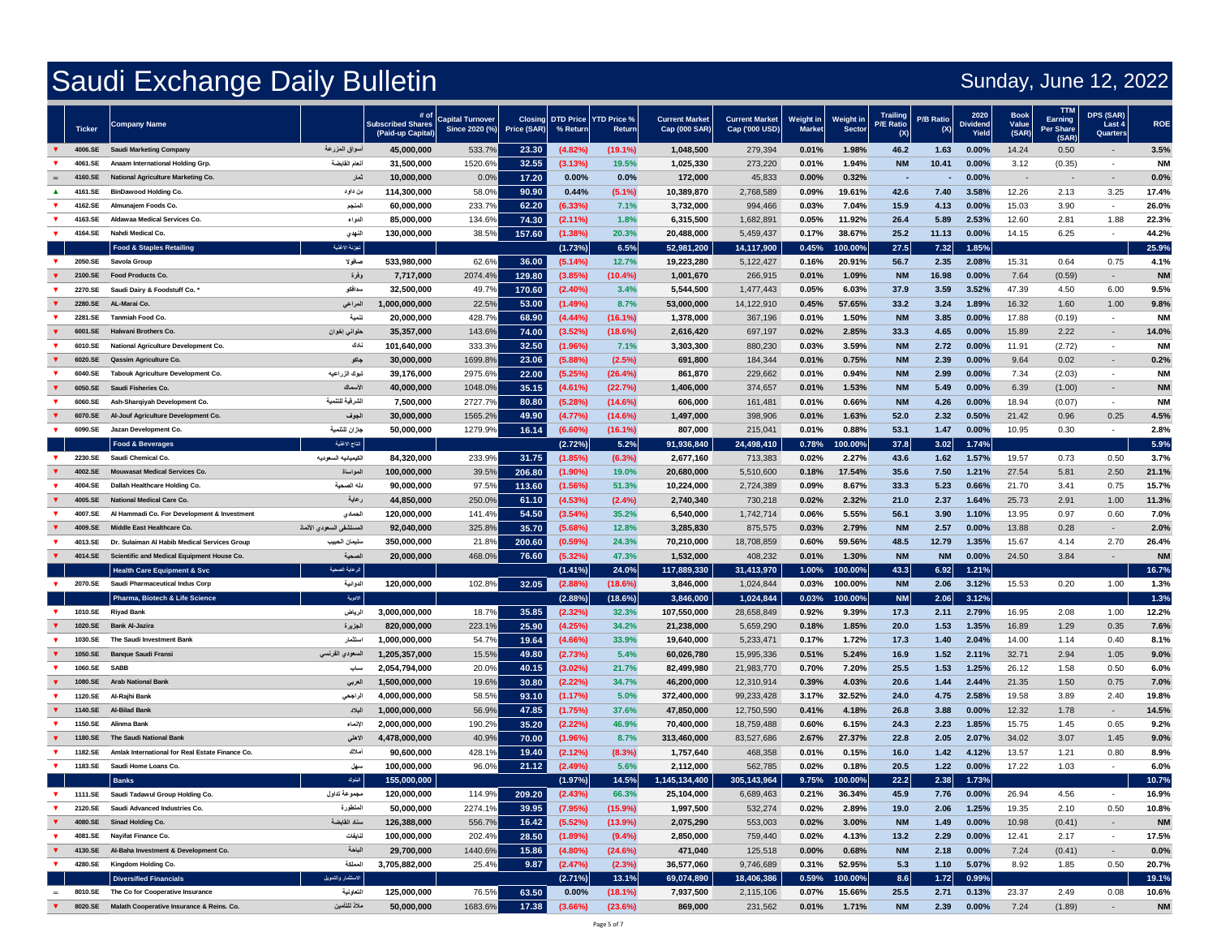# Saudi Exchange Daily Bulletin

## Sunday, June 12, 2022

| | Ticker | Company Name | | # of Subscribed Shares (Paid-up Capital) | Capital Turnover Since 2020 (%) | Closing Price (SAR) | DTD Price % Return | YTD Price % Return | Current Market Cap (000 SAR) | Current Market Cap ('000 USD) | Weight in Market | Weight in Sector | Trailing P/E Ratio (X) | P/B Ratio (X) | 2020 Dividend Yield | Book Value (SAR) | TTM Earning Per Share (SAR) | DPS (SAR) Last 4 Quarters | ROE |
|---|---|---|---|---|---|---|---|---|---|---|---|---|---|---|---|---|---|---|---|
| ▼ | 4006.SE | Saudi Marketing Company | أسواق المزرعة | 45,000,000 | 533.7% | 23.30 | (4.82%) | (19.1%) | 1,048,500 | 279,394 | 0.01% | 1.98% | 46.2 | 1.63 | 0.00% | 14.24 | 0.50 | - | 3.5% |
| ▼ | 4061.SE | Anaam International Holding Grp. | أنعام القابضة | 31,500,000 | 1520.6% | 32.55 | (3.13%) | 19.5% | 1,025,330 | 273,220 | 0.01% | 1.94% | NM | 10.41 | 0.00% | 3.12 | (0.35) | - | NM |
| = | 4160.SE | National Agriculture Marketing Co. | ثمار | 10,000,000 | 0.0% | 17.20 | 0.00% | 0.0% | 172,000 | 45,833 | 0.00% | 0.32% | - | - | 0.00% | - | - | - | 0.0% |
| ▲ | 4161.SE | BinDawood Holding Co. | بن داود | 114,300,000 | 58.0% | 90.90 | 0.44% | (5.1%) | 10,389,870 | 2,768,589 | 0.09% | 19.61% | 42.6 | 7.40 | 3.58% | 12.26 | 2.13 | 3.25 | 17.4% |
| ▼ | 4162.SE | Almunajem Foods Co. | المنجم | 60,000,000 | 233.7% | 62.20 | (6.33%) | 7.1% | 3,732,000 | 994,466 | 0.03% | 7.04% | 15.9 | 4.13 | 0.00% | 15.03 | 3.90 | - | 26.0% |
| ▼ | 4163.SE | Aldawaa Medical Services Co. | الدواء | 85,000,000 | 134.6% | 74.30 | (2.11%) | 1.8% | 6,315,500 | 1,682,891 | 0.05% | 11.92% | 26.4 | 5.89 | 2.53% | 12.60 | 2.81 | 1.88 | 22.3% |
| ▼ | 4164.SE | Nahdi Medical Co. | النهدي | 130,000,000 | 38.5% | 157.60 | (1.38%) | 20.3% | 20,488,000 | 5,459,437 | 0.17% | 38.67% | 25.2 | 11.13 | 0.00% | 14.15 | 6.25 | - | 44.2% |
| | | **Food & Staples Retailing** | تجزئة الاغذية | | | | (1.73%) | 6.5% | 52,981,200 | 14,117,900 | 0.45% | 100.00% | 27.5 | 7.32 | 1.85% | | | | 25.9% |
| ▼ | 2050.SE | Savola Group | صافولا | 533,980,000 | 62.6% | 36.00 | (5.14%) | 12.7% | 19,223,280 | 5,122,427 | 0.16% | 20.91% | 56.7 | 2.35 | 2.08% | 15.31 | 0.64 | 0.75 | 4.1% |
| ▼ | 2100.SE | Food Products Co. | وفرة | 7,717,000 | 2074.4% | 129.80 | (3.85%) | (10.4%) | 1,001,670 | 266,915 | 0.01% | 1.09% | NM | 16.98 | 0.00% | 7.64 | (0.59) | - | NM |
| ▼ | 2270.SE | Saudi Dairy & Foodstuff Co. * | سدافكو | 32,500,000 | 49.7% | 170.60 | (2.40%) | 3.4% | 5,544,500 | 1,477,443 | 0.05% | 6.03% | 37.9 | 3.59 | 3.52% | 47.39 | 4.50 | 6.00 | 9.5% |
| ▼ | 2280.SE | AL-Marai Co. | المراعي | 1,000,000,000 | 22.5% | 53.00 | (1.49%) | 8.7% | 53,000,000 | 14,122,910 | 0.45% | 57.65% | 33.2 | 3.24 | 1.89% | 16.32 | 1.60 | 1.00 | 9.8% |
| ▼ | 2281.SE | Tanmiah Food Co. | تنمية | 20,000,000 | 428.7% | 68.90 | (4.44%) | (16.1%) | 1,378,000 | 367,196 | 0.01% | 1.50% | NM | 3.85 | 0.00% | 17.88 | (0.19) | - | NM |
| ▼ | 6001.SE | Halwani Brothers Co. | حلواني اخوان | 35,357,000 | 143.6% | 74.00 | (3.52%) | (18.6%) | 2,616,420 | 697,197 | 0.02% | 2.85% | 33.3 | 4.65 | 0.00% | 15.89 | 2.22 | - | 14.0% |
| ▼ | 6010.SE | National Agriculture Development Co. | نادك | 101,640,000 | 333.3% | 32.50 | (1.96%) | 7.1% | 3,303,300 | 880,230 | 0.03% | 3.59% | NM | 2.72 | 0.00% | 11.91 | (2.72) | - | NM |
| ▼ | 6020.SE | Qassim Agriculture Co. | جاكو | 30,000,000 | 1699.8% | 23.06 | (5.88%) | (2.5%) | 691,800 | 184,344 | 0.01% | 0.75% | NM | 2.39 | 0.00% | 9.64 | 0.02 | - | 0.2% |
| ▼ | 6040.SE | Tabouk Agriculture Development Co. | تبوك الزراعية | 39,176,000 | 2975.6% | 22.00 | (5.25%) | (26.4%) | 861,870 | 229,662 | 0.01% | 0.94% | NM | 2.99 | 0.00% | 7.34 | (2.03) | - | NM |
| ▼ | 6050.SE | Saudi Fisheries Co. | الأسماك | 40,000,000 | 1048.0% | 35.15 | (4.61%) | (22.7%) | 1,406,000 | 374,657 | 0.01% | 1.53% | NM | 5.49 | 0.00% | 6.39 | (1.00) | - | NM |
| ▼ | 6060.SE | Ash-Sharqiyah Development Co. | الشرقية للتنمية | 7,500,000 | 2727.7% | 80.80 | (5.28%) | (14.6%) | 606,000 | 161,481 | 0.01% | 0.66% | NM | 4.26 | 0.00% | 18.94 | (0.07) | - | NM |
| ▼ | 6070.SE | Al-Jouf Agriculture Development Co. | الجوف | 30,000,000 | 1565.2% | 49.90 | (4.77%) | (14.6%) | 1,497,000 | 398,906 | 0.01% | 1.63% | 52.0 | 2.32 | 0.50% | 21.42 | 0.96 | 0.25 | 4.5% |
| ▼ | 6090.SE | Jazan Development Co. | جازان للتنمية | 50,000,000 | 1279.9% | 16.14 | (6.60%) | (16.1%) | 807,000 | 215,041 | 0.01% | 0.88% | 53.1 | 1.47 | 0.00% | 10.95 | 0.30 | - | 2.8% |
| | | **Food & Beverages** | انتاج الاغذية | | | | (2.72%) | 5.2% | 91,936,840 | 24,498,410 | 0.78% | 100.00% | 37.8 | 3.02 | 1.74% | | | | 5.9% |
| ▼ | 2230.SE | Saudi Chemical Co. | الكيميائيه السعوديه | 84,320,000 | 233.9% | 31.75 | (1.85%) | (6.3%) | 2,677,160 | 713,383 | 0.02% | 2.27% | 43.6 | 1.62 | 1.57% | 19.57 | 0.73 | 0.50 | 3.7% |
| ▼ | 4002.SE | Mouwasat Medical Services Co. | المواساة | 100,000,000 | 39.5% | 206.80 | (1.90%) | 19.0% | 20,680,000 | 5,510,600 | 0.18% | 17.54% | 35.6 | 7.50 | 1.21% | 27.54 | 5.81 | 2.50 | 21.1% |
| ▼ | 4004.SE | Dallah Healthcare Holding Co. | دله الصحية | 90,000,000 | 97.5% | 113.60 | (1.56%) | 51.3% | 10,224,000 | 2,724,389 | 0.09% | 8.67% | 33.3 | 5.23 | 0.66% | 21.70 | 3.41 | 0.75 | 15.7% |
| ▼ | 4005.SE | National Medical Care Co. | رعاية | 44,850,000 | 250.0% | 61.10 | (4.53%) | (2.4%) | 2,740,340 | 730,218 | 0.02% | 2.32% | 21.0 | 2.37 | 1.64% | 25.73 | 2.91 | 1.00 | 11.3% |
| ▼ | 4007.SE | Al Hammadi Co. For Development & Investment | الحمادي | 120,000,000 | 141.4% | 54.50 | (3.54%) | 35.2% | 6,540,000 | 1,742,714 | 0.06% | 5.55% | 56.1 | 3.90 | 1.10% | 13.95 | 0.97 | 0.60 | 7.0% |
| ▼ | 4009.SE | Middle East Healthcare Co. | المستشفى السعودي الألماني | 92,040,000 | 325.8% | 35.70 | (5.68%) | 12.8% | 3,285,830 | 875,575 | 0.03% | 2.79% | NM | 2.57 | 0.00% | 13.88 | 0.28 | - | 2.0% |
| ▼ | 4013.SE | Dr. Sulaiman Al Habib Medical Services Group | سليمان الحبيب | 350,000,000 | 21.8% | 200.60 | (0.59%) | 24.3% | 70,210,000 | 18,708,859 | 0.60% | 59.56% | 48.5 | 12.79 | 1.35% | 15.67 | 4.14 | 2.70 | 26.4% |
| ▼ | 4014.SE | Scientific and Medical Equipment House Co. | الصحية | 20,000,000 | 468.0% | 76.60 | (5.32%) | 47.3% | 1,532,000 | 408,232 | 0.01% | 1.30% | NM | NM | 0.00% | 24.50 | 3.84 | - | NM |
| | | **Health Care Equipment & Svc** | الرعاية الصحية | | | | (1.41%) | 24.0% | 117,889,330 | 31,413,970 | 1.00% | 100.00% | 43.3 | 6.92 | 1.21% | | | | 16.7% |
| ▼ | 2070.SE | Saudi Pharmaceutical Indus Corp | الدوائية | 120,000,000 | 102.8% | 32.05 | (2.88%) | (18.6%) | 3,846,000 | 1,024,844 | 0.03% | 100.00% | NM | 2.06 | 3.12% | 15.53 | 0.20 | 1.00 | 1.3% |
| | | **Pharma, Biotech & Life Science** | الادوية | | | | (2.88%) | (18.6%) | 3,846,000 | 1,024,844 | 0.03% | 100.00% | NM | 2.06 | 3.12% | | | | 1.3% |
| ▼ | 1010.SE | Riyad Bank | الرياض | 3,000,000,000 | 18.7% | 35.85 | (2.32%) | 32.3% | 107,550,000 | 28,658,849 | 0.92% | 9.39% | 17.3 | 2.11 | 2.79% | 16.95 | 2.08 | 1.00 | 12.2% |
| ▼ | 1020.SE | Bank Al-Jazira | الجزيرة | 820,000,000 | 223.1% | 25.90 | (4.25%) | 34.2% | 21,238,000 | 5,659,290 | 0.18% | 1.85% | 20.0 | 1.53 | 1.35% | 16.89 | 1.29 | 0.35 | 7.6% |
| ▼ | 1030.SE | The Saudi Investment Bank | استثمار | 1,000,000,000 | 54.7% | 19.64 | (4.66%) | 33.9% | 19,640,000 | 5,233,471 | 0.17% | 1.72% | 17.3 | 1.40 | 2.04% | 14.00 | 1.14 | 0.40 | 8.1% |
| ▼ | 1050.SE | Banque Saudi Fransi | السعودي الفرنسي | 1,205,357,000 | 15.5% | 49.80 | (2.73%) | 5.4% | 60,026,780 | 15,995,336 | 0.51% | 5.24% | 16.9 | 1.52 | 2.11% | 32.71 | 2.94 | 1.05 | 9.0% |
| ▼ | 1060.SE | SABB | ساب | 2,054,794,000 | 20.0% | 40.15 | (3.02%) | 21.7% | 82,499,980 | 21,983,770 | 0.70% | 7.20% | 25.5 | 1.53 | 1.25% | 26.12 | 1.58 | 0.50 | 6.0% |
| ▼ | 1080.SE | Arab National Bank | العربي | 1,500,000,000 | 19.6% | 30.80 | (2.22%) | 34.7% | 46,200,000 | 12,310,914 | 0.39% | 4.03% | 20.6 | 1.44 | 2.44% | 21.35 | 1.50 | 0.75 | 7.0% |
| ▼ | 1120.SE | Al-Rajhi Bank | الراجحي | 4,000,000,000 | 58.5% | 93.10 | (1.17%) | 5.0% | 372,400,000 | 99,233,428 | 3.17% | 32.52% | 24.0 | 4.75 | 2.58% | 19.58 | 3.89 | 2.40 | 19.8% |
| ▼ | 1140.SE | Al-Bilad Bank | البلاد | 1,000,000,000 | 56.9% | 47.85 | (1.75%) | 37.6% | 47,850,000 | 12,750,590 | 0.41% | 4.18% | 26.8 | 3.88 | 0.00% | 12.32 | 1.78 | - | 14.5% |
| ▼ | 1150.SE | Alinma Bank | الإنماء | 2,000,000,000 | 190.2% | 35.20 | (2.22%) | 46.9% | 70,400,000 | 18,759,488 | 0.60% | 6.15% | 24.3 | 2.23 | 1.85% | 15.75 | 1.45 | 0.65 | 9.2% |
| ▼ | 1180.SE | The Saudi National Bank | الاهلي | 4,478,000,000 | 40.9% | 70.00 | (1.96%) | 8.7% | 313,460,000 | 83,527,686 | 2.67% | 27.37% | 22.8 | 2.05 | 2.07% | 34.02 | 3.07 | 1.45 | 9.0% |
| ▼ | 1182.SE | Amlak International for Real Estate Finance Co. | أملاك | 90,600,000 | 428.1% | 19.40 | (2.12%) | (8.3%) | 1,757,640 | 468,358 | 0.01% | 0.15% | 16.0 | 1.42 | 4.12% | 13.57 | 1.21 | 0.80 | 8.9% |
| ▼ | 1183.SE | Saudi Home Loans Co. | سهل | 100,000,000 | 96.0% | 21.12 | (2.49%) | 5.6% | 2,112,000 | 562,785 | 0.02% | 0.18% | 20.5 | 1.22 | 0.00% | 17.22 | 1.03 | - | 6.0% |
| | | **Banks** | البنوك | 155,000,000 | | | (1.97%) | 14.5% | 1,145,134,400 | 305,143,964 | 9.75% | 100.00% | 22.2 | 2.38 | 1.73% | | | | 10.7% |
| ▼ | 1111.SE | Saudi Tadawul Group Holding Co. | مجموعة تداول | 120,000,000 | 114.9% | 209.20 | (2.43%) | 66.3% | 25,104,000 | 6,689,463 | 0.21% | 36.34% | 45.9 | 7.76 | 0.00% | 26.94 | 4.56 | - | 16.9% |
| ▼ | 2120.SE | Saudi Advanced Industries Co. | المتطورة | 50,000,000 | 2274.1% | 39.95 | (7.95%) | (15.9%) | 1,997,500 | 532,274 | 0.02% | 2.89% | 19.0 | 2.06 | 1.25% | 19.35 | 2.10 | 0.50 | 10.8% |
| ▼ | 4080.SE | Sinad Holding Co. | سناد القابضة | 126,388,000 | 556.7% | 16.42 | (5.52%) | (13.9%) | 2,075,290 | 553,003 | 0.02% | 3.00% | NM | 1.49 | 0.00% | 10.98 | (0.41) | - | NM |
| ▼ | 4081.SE | Nayifat Finance Co. | النايفات | 100,000,000 | 202.4% | 28.50 | (1.89%) | (9.4%) | 2,850,000 | 759,440 | 0.02% | 4.13% | 13.2 | 2.29 | 0.00% | 12.41 | 2.17 | - | 17.5% |
| ▼ | 4130.SE | Al-Baha Investment & Development Co. | الباحة | 29,700,000 | 1440.6% | 15.86 | (4.80%) | (24.6%) | 471,040 | 125,518 | 0.00% | 0.68% | NM | 2.18 | 0.00% | 7.24 | (0.41) | - | 0.0% |
| ▼ | 4280.SE | Kingdom Holding Co. | المملكة | 3,705,882,000 | 25.4% | 9.87 | (2.47%) | (2.3%) | 36,577,060 | 9,746,689 | 0.31% | 52.95% | 5.3 | 1.10 | 5.07% | 8.92 | 1.85 | 0.50 | 20.7% |
| | | **Diversified Financials** | الاستثمار والتمويل | | | | (2.71%) | 13.1% | 69,074,890 | 18,406,386 | 0.59% | 100.00% | 8.6 | 1.72 | 0.99% | | | | 19.1% |
| = | 8010.SE | The Co for Cooperative Insurance | التعاونية | 125,000,000 | 76.5% | 63.50 | 0.00% | (18.1%) | 7,937,500 | 2,115,106 | 0.07% | 15.66% | 25.5 | 2.71 | 0.13% | 23.37 | 2.49 | 0.08 | 10.6% |
| ▼ | 8020.SE | Malath Cooperative Insurance & Reins. Co. | ملاذ للتأمين | 50,000,000 | 1683.6% | 17.38 | (3.66%) | (23.6%) | 869,000 | 231,562 | 0.01% | 1.71% | NM | 2.39 | 0.00% | 7.24 | (1.89) | - | NM |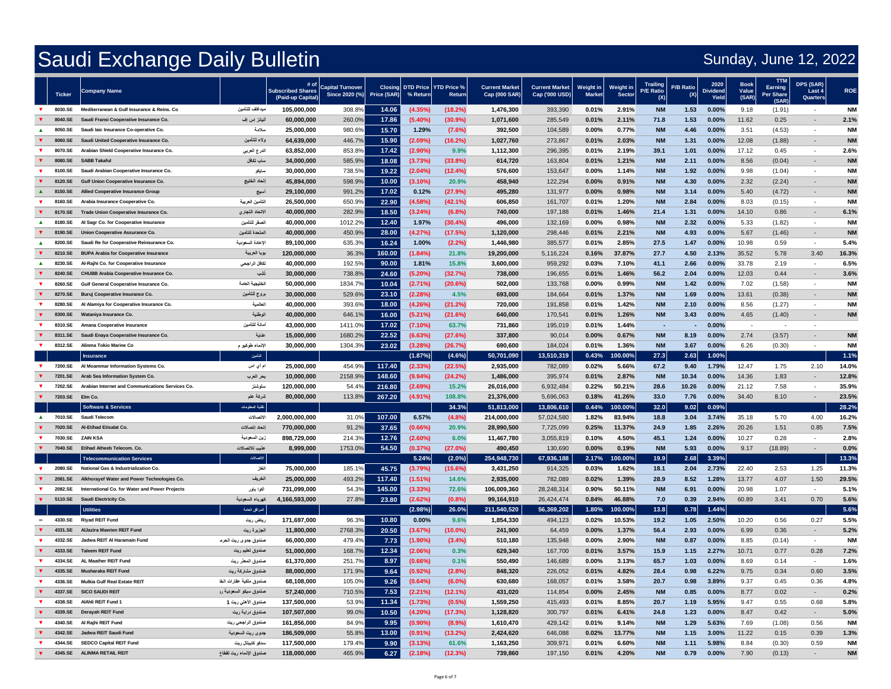# Saudi Exchange Daily Bulletin

Sunday, June 12, 2022

| | Ticker | Company Name | | # of Subscribed Shares (Paid-up Capital) | Capital Turnover Since 2020 (%) | Closing Price (SAR) | DTD Price % Return | YTD Price % Return | Current Market Cap (000 SAR) | Current Market Cap ('000 USD) | Weight in Market | Weight in Sector | Trailing P/E Ratio (X) | P/B Ratio (X) | 2020 Dividend Yield | Book Value (SAR) | TTM Earning Per Share (SAR) | DPS (SAR) Last 4 Quarters | ROE |
|---|---|---|---|---|---|---|---|---|---|---|---|---|---|---|---|---|---|---|---|
| ▼ | 8030.SE | Mediterranean & Gulf Insurance & Reins. Co | ميدغلف للتأمين | 105,000,000 | 308.8% | 14.06 | (4.35%) | (18.2%) | 1,476,300 | 393,390 | 0.01% | 2.91% | NM | 1.53 | 0.00% | 9.18 | (1.91) | - | NM |
| ▼ | 8040.SE | Saudi Fransi Cooperative Insurance Co. | أليانز إس إف | 60,000,000 | 260.0% | 17.86 | (5.40%) | (30.9%) | 1,071,600 | 285,549 | 0.01% | 2.11% | 71.8 | 1.53 | 0.00% | 11.62 | 0.25 | - | 2.1% |
| ▲ | 8050.SE | Saudi Iaic Insurance Co-operative Co. | سلامة | 25,000,000 | 980.6% | 15.70 | 1.29% | (7.6%) | 392,500 | 104,589 | 0.00% | 0.77% | NM | 4.46 | 0.00% | 3.51 | (4.53) | - | NM |
| ▼ | 8060.SE | Saudi United Cooperative Insurance Co. | ولاء للتأمين | 64,639,000 | 446.7% | 15.90 | (2.09%) | (16.2%) | 1,027,760 | 273,867 | 0.01% | 2.03% | NM | 1.31 | 0.00% | 12.08 | (1.88) | - | NM |
| ▼ | 8070.SE | Arabian Shield Cooperative Insurance Co. | الدرع العربي | 63,852,000 | 853.8% | 17.42 | (2.90%) | 9.9% | 1,112,300 | 296,395 | 0.01% | 2.19% | 39.1 | 1.01 | 0.00% | 17.12 | 0.45 | - | 2.6% |
| ▼ | 8080.SE | SABB Takaful | ساب تكافل | 34,000,000 | 585.9% | 18.08 | (3.73%) | (33.8%) | 614,720 | 163,804 | 0.01% | 1.21% | NM | 2.11 | 0.00% | 8.56 | (0.04) | - | NM |
| ▼ | 8100.SE | Saudi Arabian Cooperative Insurance Co. | سايكو | 30,000,000 | 738.5% | 19.22 | (2.04%) | (12.4%) | 576,600 | 153,647 | 0.00% | 1.14% | NM | 1.92 | 0.00% | 9.98 | (1.04) | - | NM |
| ▼ | 8120.SE | Gulf Union Cooperative Insurance Co. | إتحاد الخليج | 45,894,000 | 598.9% | 10.00 | (3.10%) | 20.9% | 458,940 | 122,294 | 0.00% | 0.91% | NM | 4.30 | 0.00% | 2.32 | (2.24) | - | NM |
| ▲ | 8150.SE | Allied Cooperative Insurance Group | أسيج | 29,100,000 | 991.2% | 17.02 | 0.12% | (27.9%) | 495,280 | 131,977 | 0.00% | 0.98% | NM | 3.14 | 0.00% | 5.40 | (4.72) | - | NM |
| ▼ | 8160.SE | Arabia Insurance Cooperative Co. | التأمين العربية | 26,500,000 | 650.9% | 22.90 | (4.58%) | (42.1%) | 606,850 | 161,707 | 0.01% | 1.20% | NM | 2.84 | 0.00% | 8.03 | (0.15) | - | NM |
| ▼ | 8170.SE | Trade Union Cooperative Insurance Co. | الاتحاد التجاري | 40,000,000 | 282.9% | 18.50 | (3.24%) | (6.8%) | 740,000 | 197,188 | 0.01% | 1.46% | 21.4 | 1.31 | 0.00% | 14.10 | 0.86 | - | 6.1% |
| ▲ | 8180.SE | Al Sagr Co. for Cooperative Insurance | الصقر للتأمين | 40,000,000 | 1012.2% | 12.40 | 1.97% | (30.4%) | 496,000 | 132,169 | 0.00% | 0.98% | NM | 2.32 | 0.00% | 5.33 | (1.82) | - | NM |
| ▼ | 8190.SE | Union Cooperative Assurance Co. | المتحدة للتأمين | 40,000,000 | 450.9% | 28.00 | (4.27%) | (17.5%) | 1,120,000 | 298,446 | 0.01% | 2.21% | NM | 4.93 | 0.00% | 5.67 | (1.46) | - | NM |
| ▲ | 8200.SE | Saudi Re for Cooperative Reinsurance Co. | الإعادة السعودية | 89,100,000 | 635.3% | 16.24 | 1.00% | (2.2%) | 1,446,980 | 385,577 | 0.01% | 2.85% | 27.5 | 1.47 | 0.00% | 10.98 | 0.59 | - | 5.4% |
| ▼ | 8210.SE | BUPA Arabia for Cooperative Insurance | بوبا العربية | 120,000,000 | 36.3% | 160.00 | (1.84%) | 21.8% | 19,200,000 | 5,116,224 | 0.16% | 37.87% | 27.7 | 4.50 | 2.13% | 35.52 | 5.78 | 3.40 | 16.3% |
| ▲ | 8230.SE | Al-Rajhi Co. for Cooperative Insurance | تكافل الراجحي | 40,000,000 | 192.5% | 90.00 | 1.81% | 15.8% | 3,600,000 | 959,292 | 0.03% | 7.10% | 41.1 | 2.66 | 0.00% | 33.78 | 2.19 | - | 6.5% |
| ▼ | 8240.SE | CHUBB Arabia Cooperative Insurance Co. | تشب | 30,000,000 | 738.8% | 24.60 | (5.20%) | (32.7%) | 738,000 | 196,655 | 0.01% | 1.46% | 56.2 | 2.04 | 0.00% | 12.03 | 0.44 | - | 3.6% |
| ▼ | 8260.SE | Gulf General Cooperative Insurance Co. | الخليجية العامة | 50,000,000 | 1834.7% | 10.04 | (2.71%) | (20.6%) | 502,000 | 133,768 | 0.00% | 0.99% | NM | 1.42 | 0.00% | 7.02 | (1.58) | - | NM |
| ▼ | 8270.SE | Buruj Cooperative Insurance Co. | بروج للتأمين | 30,000,000 | 529.6% | 23.10 | (2.28%) | 4.5% | 693,000 | 184,664 | 0.01% | 1.37% | NM | 1.69 | 0.00% | 13.61 | (0.38) | - | NM |
| ▼ | 8280.SE | Al Alamiya for Cooperative Insurance Co. | العالمية | 40,000,000 | 393.6% | 18.00 | (4.26%) | (21.2%) | 720,000 | 191,858 | 0.01% | 1.42% | NM | 2.10 | 0.00% | 8.56 | (1.27) | - | NM |
| ▼ | 8300.SE | Wataniya Insurance Co. | الوطنية | 40,000,000 | 646.1% | 16.00 | (5.21%) | (21.6%) | 640,000 | 170,541 | 0.01% | 1.26% | NM | 3.43 | 0.00% | 4.65 | (1.40) | - | NM |
| ▼ | 8310.SE | Amana Cooperative Insurance | أمانة للتأمين | 43,000,000 | 1411.0% | 17.02 | (7.10%) | 63.7% | 731,860 | 195,019 | 0.01% | 1.44% | - | - | 0.00% | - | - | - | |
| ▼ | 8311.SE | Saudi Enaya Cooperative Insurance Co. | عناية | 15,000,000 | 1680.2% | 22.52 | (6.63%) | (27.6%) | 337,800 | 90,014 | 0.00% | 0.67% | NM | 8.19 | 0.00% | 2.74 | (3.57) | - | NM |
| ▼ | 8312.SE | Alinma Tokio Marine Co | الإنماء طوكيو م | 30,000,000 | 1304.3% | 23.02 | (3.28%) | (26.7%) | 690,600 | 184,024 | 0.01% | 1.36% | NM | 3.67 | 0.00% | 6.26 | (0.30) | - | NM |
| | | **Insurance** | التأمين | | | | (1.87%) | (4.6%) | 50,701,090 | 13,510,319 | 0.43% | 100.00% | 27.3 | 2.63 | 1.00% | | | | 1.1% |
| ▼ | 7200.SE | Al Moammar Information Systems Co. | ام آي اس | 25,000,000 | 454.9% | 117.40 | (2.33%) | (22.5%) | 2,935,000 | 782,089 | 0.02% | 5.66% | 67.2 | 9.40 | 1.79% | 12.47 | 1.75 | 2.10 | 14.0% |
| ▼ | 7201.SE | Arab Sea Information System Co. | بحر العرب | 10,000,000 | 2158.9% | 148.60 | (9.94%) | (24.2%) | 1,486,000 | 395,974 | 0.01% | 2.87% | NM | 10.34 | 0.00% | 14.36 | 1.83 | - | 12.8% |
| ▼ | 7202.SE | Arabian Internet and Communications Services Co. | سلوشنز | 120,000,000 | 54.4% | 216.80 | (2.69%) | 15.2% | 26,016,000 | 6,932,484 | 0.22% | 50.21% | 28.6 | 10.26 | 0.00% | 21.12 | 7.58 | - | 35.9% |
| ▼ | 7203.SE | Elm Co. | شركة علم | 80,000,000 | 113.8% | 267.20 | (4.91%) | 108.8% | 21,376,000 | 5,696,063 | 0.18% | 41.26% | 33.0 | 7.76 | 0.00% | 34.40 | 8.10 | - | 23.5% |
| | | **Software & Services** | تقنية المعلومات | | | | | 34.3% | 51,813,000 | 13,806,610 | 0.44% | 100.00% | 32.0 | 9.02 | 0.09% | | | | 28.2% |
| ▲ | 7010.SE | Saudi Telecom | الاتصالات | 2,000,000,000 | 31.0% | 107.00 | 6.57% | (4.8%) | 214,000,000 | 57,024,580 | 1.82% | 83.94% | 18.8 | 3.04 | 3.74% | 35.18 | 5.70 | 4.00 | 16.2% |
| ▼ | 7020.SE | Al-Etihad Etisalat Co. | اتحاد اتصالات | 770,000,000 | 91.2% | 37.65 | (0.66%) | 20.9% | 28,990,500 | 7,725,099 | 0.25% | 11.37% | 24.9 | 1.85 | 2.26% | 20.26 | 1.51 | 0.85 | 7.5% |
| ▼ | 7030.SE | ZAIN KSA | زين السعودية | 898,729,000 | 214.3% | 12.76 | (2.60%) | 6.0% | 11,467,780 | 3,055,819 | 0.10% | 4.50% | 45.1 | 1.24 | 0.00% | 10.27 | 0.28 | - | 2.8% |
| ▼ | 7040.SE | Etihad Atheeb Telecom. Co. | عذيب للاتصالات | 8,999,000 | 1753.0% | 54.50 | (0.37%) | (27.0%) | 490,450 | 130,690 | 0.00% | 0.19% | NM | 5.93 | 0.00% | 9.17 | (18.89) | - | 0.0% |
| | | **Telecommunication Services** | الاتصالات | | | | 5.24% | (2.0%) | 254,948,730 | 67,936,188 | 2.17% | 100.00% | 19.9 | 2.68 | 3.39% | | | | 13.3% |
| ▼ | 2080.SE | National Gas & Industrialization Co. | الغاز | 75,000,000 | 185.1% | 45.75 | (3.79%) | (15.6%) | 3,431,250 | 914,325 | 0.03% | 1.62% | 18.1 | 2.04 | 2.73% | 22.40 | 2.53 | 1.25 | 11.3% |
| ▼ | 2081.SE | Alkhorayef Water and Power Technologies Co. | الخريف | 25,000,000 | 493.2% | 117.40 | (1.51%) | 14.6% | 2,935,000 | 782,089 | 0.02% | 1.39% | 28.9 | 8.52 | 1.28% | 13.77 | 4.07 | 1.50 | 29.5% |
| ▼ | 2082.SE | International Co. for Water and Power Projects | اكوا باور | 731,099,000 | 54.3% | 145.00 | (3.33%) | 72.6% | 106,009,360 | 28,248,314 | 0.90% | 50.11% | NM | 6.91 | 0.00% | 20.98 | 1.07 | - | 5.1% |
| ▼ | 5110.SE | Saudi Electricity Co. | كهرباء السعودية | 4,166,593,000 | 27.8% | 23.80 | (2.62%) | (0.8%) | 99,164,910 | 26,424,474 | 0.84% | 46.88% | 7.0 | 0.39 | 2.94% | 60.89 | 3.41 | 0.70 | 5.6% |
| | | **Utilities** | المرافق العامة | | | | (2.98%) | 26.0% | 211,540,520 | 56,369,202 | 1.80% | 100.00% | 13.8 | 0.78 | 1.44% | | | | 5.6% |
| = | 4330.SE | Riyad REIT Fund | رياض ريت | 171,697,000 | 96.3% | 10.80 | 0.00% | 9.6% | 1,854,330 | 494,123 | 0.02% | 10.53% | 19.2 | 1.05 | 2.50% | 10.20 | 0.56 | 0.27 | 5.5% |
| ▼ | 4331.SE | AlJazira Mawten REIT Fund | الجزيرة ريت | 11,800,000 | 2768.3% | 20.50 | (3.67%) | (10.0%) | 241,900 | 64,459 | 0.00% | 1.37% | 56.4 | 2.93 | 0.00% | 6.99 | 0.36 | - | 5.2% |
| ▼ | 4332.SE | Jadwa REIT Al Haramain Fund | صندوق جدوى ريت الحرم | 66,000,000 | 479.4% | 7.73 | (1.90%) | (3.4%) | 510,180 | 135,948 | 0.00% | 2.90% | NM | 0.87 | 0.00% | 8.85 | (0.14) | - | NM |
| ▼ | 4333.SE | Taleem REIT Fund | صندوق تعليم ريت | 51,000,000 | 168.7% | 12.34 | (2.06%) | 0.3% | 629,340 | 167,700 | 0.01% | 3.57% | 15.9 | 1.15 | 2.27% | 10.71 | 0.77 | 0.28 | 7.2% |
| ▼ | 4334.SE | AL Maather REIT Fund | صندوق المعذر ريت | 61,370,000 | 251.7% | 8.97 | (0.66%) | 0.1% | 550,490 | 146,689 | 0.00% | 3.13% | 65.7 | 1.03 | 0.00% | 8.69 | 0.14 | - | 1.6% |
| ▼ | 4335.SE | Musharaka REIT Fund | صندوق مشاركة ريت | 88,000,000 | 171.9% | 9.64 | (0.92%) | (2.8%) | 848,320 | 226,052 | 0.01% | 4.82% | 28.4 | 0.98 | 6.22% | 9.75 | 0.34 | 0.60 | 3.5% |
| ▼ | 4336.SE | Mulkia Gulf Real Estate REIT | صندوق ملكية عقارات الخا | 68,108,000 | 105.0% | 9.26 | (0.64%) | (6.0%) | 630,680 | 168,057 | 0.01% | 3.58% | 20.7 | 0.98 | 3.89% | 9.37 | 0.45 | 0.36 | 4.8% |
| ▼ | 4337.SE | SICO SAUDI REIT | صندوق سيكو السعودية ر | 57,240,000 | 710.5% | 7.53 | (2.21%) | (12.1%) | 431,020 | 114,854 | 0.00% | 2.45% | NM | 0.85 | 0.00% | 8.77 | 0.02 | - | 0.2% |
| ▼ | 4338.SE | AlAhli REIT Fund 1 | صندوق الأهلي ريت 1 | 137,500,000 | 53.9% | 11.34 | (1.73%) | (0.5%) | 1,559,250 | 415,493 | 0.01% | 8.85% | 20.7 | 1.19 | 5.95% | 9.47 | 0.55 | 0.68 | 5.8% |
| ▼ | 4339.SE | Derayah REIT Fund | صندوق دراية ريت | 107,507,000 | 99.0% | 10.50 | (4.20%) | (17.3%) | 1,128,820 | 300,797 | 0.01% | 6.41% | 24.8 | 1.23 | 0.00% | 8.47 | 0.42 | - | 5.0% |
| ▼ | 4340.SE | Al Rajhi REIT Fund | صندوق الراجحي ريت | 161,856,000 | 84.9% | 9.95 | (0.90%) | (8.9%) | 1,610,470 | 429,142 | 0.01% | 9.14% | NM | 1.29 | 5.63% | 7.69 | (1.08) | 0.56 | NM |
| ▼ | 4342.SE | Jadwa REIT Saudi Fund | جدوى ريت السعودية | 186,509,000 | 55.8% | 13.00 | (0.91%) | (13.2%) | 2,424,620 | 646,088 | 0.02% | 13.77% | NM | 1.15 | 3.00% | 11.22 | 0.15 | 0.39 | 1.3% |
| ▼ | 4344.SE | SEDCO Capital REIT Fund | سدكو كابيتال ريت | 117,500,000 | 179.4% | 9.90 | (3.13%) | 61.6% | 1,163,250 | 309,971 | 0.01% | 6.60% | NM | 1.11 | 5.98% | 8.84 | (0.30) | 0.59 | NM |
| ▼ | 4345.SE | ALINMA RETAIL REIT | صندوق الإنماء ريت لقطاع | 118,000,000 | 465.9% | 6.27 | (2.18%) | (12.3%) | 739,860 | 197,150 | 0.01% | 4.20% | NM | 0.79 | 0.00% | 7.90 | (0.13) | - | NM |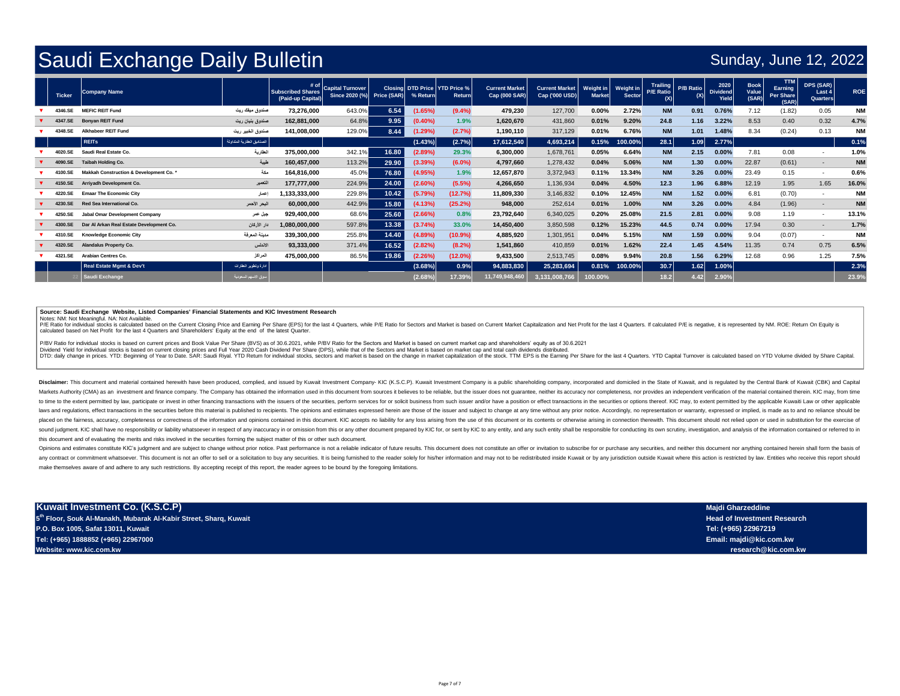# Saudi Exchange Daily Bulletin

Sunday, June 12, 2022

| | Ticker | Company Name | | # of Subscribed Shares (Paid-up Capital) | Capital Turnover Since 2020 (%) | Closing Price (SAR) | DTD Price % Return | YTD Price % Return | Current Market Cap (000 SAR) | Current Market Cap ('000 USD) | Weight in Market | Weight in Sector | Trailing P/E Ratio (X) | P/B Ratio (X) | 2020 Dividend Yield | Book Value (SAR) | TTM Earning Per Share (SAR) | DPS (SAR) Last 4 Quarters | ROE |
|---|---|---|---|---|---|---|---|---|---|---|---|---|---|---|---|---|---|---|---|
| ▼ | 4346.SE | MEFIC REIT Fund | صندوق ميفك ريت | 73,276,000 | 643.0% | 6.54 | (1.65%) | (9.4%) | 479,230 | 127,700 | 0.00% | 2.72% | NM | 0.91 | 0.76% | 7.12 | (1.82) | 0.05 | NM |
| ▼ | 4347.SE | Bonyan REIT Fund | صندوق بنيان ريت | 162,881,000 | 64.8% | 9.95 | (0.40%) | 1.9% | 1,620,670 | 431,860 | 0.01% | 9.20% | 24.8 | 1.16 | 3.22% | 8.53 | 0.40 | 0.32 | 4.7% |
| ▼ | 4348.SE | Alkhabeer REIT Fund | صندوق الخبير ريت | 141,008,000 | 129.0% | 8.44 | (1.29%) | (2.7%) | 1,190,110 | 317,129 | 0.01% | 6.76% | NM | 1.01 | 1.48% | 8.34 | (0.24) | 0.13 | NM |
| | | REITs | الصناديق العقارية المتداولة | | | | (1.43%) | (2.7%) | 17,612,540 | 4,693,214 | 0.15% | 100.00% | 28.1 | 1.09 | 2.77% | | | | 0.1% |
| ▼ | 4020.SE | Saudi Real Estate Co. | العقارية | 375,000,000 | 342.1% | 16.80 | (2.89%) | 29.3% | 6,300,000 | 1,678,761 | 0.05% | 6.64% | NM | 2.15 | 0.00% | 7.81 | 0.08 | - | 1.0% |
| ▼ | 4090.SE | Taibah Holding Co. | طيبة | 160,457,000 | 113.2% | 29.90 | (3.39%) | (6.0%) | 4,797,660 | 1,278,432 | 0.04% | 5.06% | NM | 1.30 | 0.00% | 22.87 | (0.61) | - | NM |
| ▼ | 4100.SE | Makkah Construction & Development Co. * | مكة | 164,816,000 | 45.0% | 76.80 | (4.95%) | 1.9% | 12,657,870 | 3,372,943 | 0.11% | 13.34% | NM | 3.26 | 0.00% | 23.49 | 0.15 | - | 0.6% |
| ▼ | 4150.SE | Arriyadh Development Co. | التعمير | 177,777,000 | 224.9% | 24.00 | (2.60%) | (5.5%) | 4,266,650 | 1,136,934 | 0.04% | 4.50% | 12.3 | 1.96 | 6.88% | 12.19 | 1.95 | 1.65 | 16.0% |
| ▼ | 4220.SE | Emaar The Economic City | إعمار | 1,133,333,000 | 229.8% | 10.42 | (5.79%) | (12.7%) | 11,809,330 | 3,146,832 | 0.10% | 12.45% | NM | 1.52 | 0.00% | 6.81 | (0.70) | - | NM |
| ▼ | 4230.SE | Red Sea International Co. | البحر الأحمر | 60,000,000 | 442.9% | 15.80 | (4.13%) | (25.2%) | 948,000 | 252,614 | 0.01% | 1.00% | NM | 3.26 | 0.00% | 4.84 | (1.96) | - | NM |
| ▼ | 4250.SE | Jabal Omar Development Company | جبل عمر | 929,400,000 | 68.6% | 25.60 | (2.66%) | 0.8% | 23,792,640 | 6,340,025 | 0.20% | 25.08% | 21.5 | 2.81 | 0.00% | 9.08 | 1.19 | - | 13.1% |
| ▼ | 4300.SE | Dar Al Arkan Real Estate Development Co. | دار الأركان | 1,080,000,000 | 597.8% | 13.38 | (3.74%) | 33.0% | 14,450,400 | 3,850,598 | 0.12% | 15.23% | 44.5 | 0.74 | 0.00% | 17.94 | 0.30 | - | 1.7% |
| ▼ | 4310.SE | Knowledge Economic City | مدينة المعرفة | 339,300,000 | 255.8% | 14.40 | (4.89%) | (10.9%) | 4,885,920 | 1,301,951 | 0.04% | 5.15% | NM | 1.59 | 0.00% | 9.04 | (0.07) | - | NM |
| ▼ | 4320.SE | Alandalus Property Co. | الأندلس | 93,333,000 | 371.4% | 16.52 | (2.82%) | (8.2%) | 1,541,860 | 410,859 | 0.01% | 1.62% | 22.4 | 1.45 | 4.54% | 11.35 | 0.74 | 0.75 | 6.5% |
| ▼ | 4321.SE | Arabian Centres Co. | المراكز | 475,000,000 | 86.5% | 19.86 | (2.26%) | (12.0%) | 9,433,500 | 2,513,745 | 0.08% | 9.94% | 20.8 | 1.56 | 6.29% | 12.68 | 0.96 | 1.25 | 7.5% |
| | | Real Estate Mgmt & Dev't | إدارة وتطوير العقارات | | | | (3.68%) | 0.9% | 94,883,830 | 25,283,694 | 0.81% | 100.00% | 30.7 | 1.62 | 1.00% | | | | 2.3% |
| | 22 | Saudi Exchange | سوق الأسهم السعودية | | | | (2.68%) | 17.39% | 11,749,948,460 | 3,131,008,766 | 100.00% | | 18.2 | 4.42 | 2.90% | | | | 23.9% |

**Source: Saudi Exchange Website, Listed Companies' Financial Statements and KIC Investment Research**

Notes: NM: Not Meaningful. NA: Not Available.

P/E Ratio for individual stocks is calculated based on the Current Closing Price and Earning Per Share (EPS) for the last 4 Quarters, while P/E Ratio for Sectors and Market is based on Current Market Capitalization and Net Profit for the last 4 Quarters. If calculated P/E is negative, it is represented by NM. ROE: Return On Equity is calculated based on Net Profit for the last 4 Quarters and Shareholders' Equity at the end of the latest Quarter.

P/BV Ratio for individual stocks is based on current prices and Book Value Per Share (BVS) as of 30.6.2021, while P/BV Ratio for the Sectors and Market is based on current market cap and shareholders' equity as of 30.6.2021

Dividend Yield for individual stocks is based on current closing prices and Full Year 2020 Cash Dividend Per Share (DPS), while that of the Sectors and Market is based on market cap and total cash dividends distributed.

DTD: daily change in prices. YTD: Beginning of Year to Date. SAR: Saudi Riyal. YTD Return for individual stocks, sectors and market is based on the change in market capitalization of the stock. TTM EPS is the Earning Per Share for the last 4 Quarters. YTD Capital Turnover is calculated based on YTD Volume divided by Share Capital.

**Disclaimer:** This document and material contained herewith have been produced, complied, and issued by Kuwait Investment Company- KIC (K.S.C.P). Kuwait Investment Company is a public shareholding company, incorporated and domiciled in the State of Kuwait, and is regulated by the Central Bank of Kuwait (CBK) and Capital Markets Authority (CMA) as an investment and finance company. The Company has obtained the information used in this document from sources it believes to be reliable, but the issuer does not guarantee, neither its accuracy nor completeness, nor provides an independent verification of the material contained therein. KIC may, from time to time to the extent permitted by law, participate or invest in other financing transactions with the issuers of the securities, perform services for or solicit business from such issuer and/or have a position or effect transactions in the securities or options thereof. KIC may, to extent permitted by the applicable Kuwaiti Law or other applicable laws and regulations, effect transactions in the securities before this material is published to recipients. The opinions and estimates expressed herein are those of the issuer and subject to change at any time without any prior notice. Accordingly, no representation or warranty, expressed or implied, is made as to and no reliance should be placed on the fairness, accuracy, completeness or correctness of the information and opinions contained in this document. KIC accepts no liability for any loss arising from the use of this document or its contents or otherwise arising in connection therewith. This document should not relied upon or used in substitution for the exercise of sound judgment. KIC shall have no responsibility or liability whatsoever in respect of any inaccuracy in or omission from this or any other document prepared by KIC for, or sent by KIC to any entity, and any such entity shall be responsible for conducting its own scrutiny, investigation, and analysis of the information contained or referred to in this document and of evaluating the merits and risks involved in the securities forming the subject matter of this or other such document.

Opinions and estimates constitute KIC's judgment and are subject to change without prior notice. Past performance is not a reliable indicator of future results. This document does not constitute an offer or invitation to subscribe for or purchase any securities, and neither this document nor anything contained herein shall form the basis of any contract or commitment whatsoever. This document is not an offer to sell or a solicitation to buy any securities. It is being furnished to the reader solely for his/her information and may not to be redistributed inside Kuwait or by any jurisdiction outside Kuwait where this action is restricted by law. Entities who receive this report should make themselves aware of and adhere to any such restrictions. By accepting receipt of this report, the reader agrees to be bound by the foregoing limitations.

**Kuwait Investment Co. (K.S.C.P)**
**5th Floor, Souk Al-Manakh, Mubarak Al-Kabir Street, Sharq, Kuwait**
**P.O. Box 1005, Safat 13011, Kuwait**
**Tel: (+965) 1888852 (+965) 22967000**
**Website: www.kic.com.kw**

**Majdi Gharzeddine**
**Head of Investment Research**
**Tel: (+965) 22967219**
**Email: majdi@kic.com.kw**
**research@kic.com.kw**